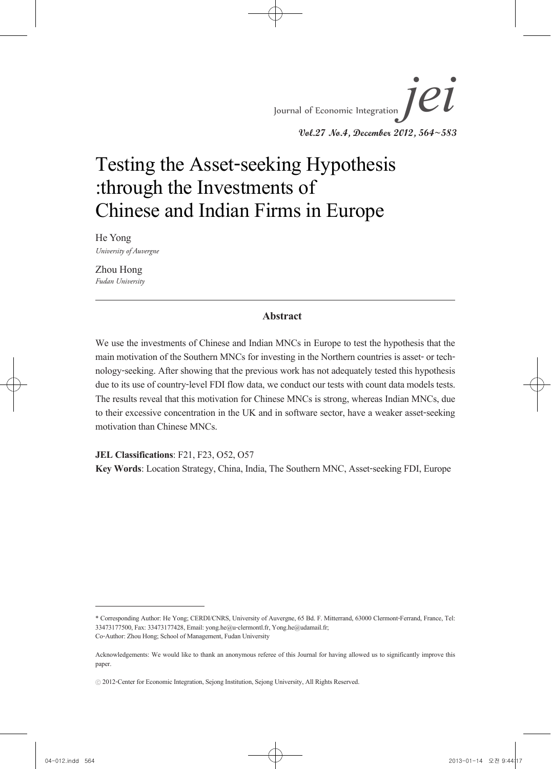# Testing the Asset-seeking Hypothesis :through the Investments of Chinese and Indian Firms in Europe

He Yong
*University of Auvergne*

Zhou Hong
*Fudan University*

---

### Abstract

We use the investments of Chinese and Indian MNCs in Europe to test the hypothesis that the main motivation of the Southern MNCs for investing in the Northern countries is asset- or technology-seeking. After showing that the previous work has not adequately tested this hypothesis due to its use of country-level FDI flow data, we conduct our tests with count data models tests. The results reveal that this motivation for Chinese MNCs is strong, whereas Indian MNCs, due to their excessive concentration in the UK and in software sector, have a weaker asset-seeking motivation than Chinese MNCs.

**JEL Classifications**: F21, F23, O52, O57

**Key Words**: Location Strategy, China, India, The Southern MNC, Asset-seeking FDI, Europe

---

\* Corresponding Author: He Yong; CERDI/CNRS, University of Auvergne, 65 Bd. F. Mitterrand, 63000 Clermont-Ferrand, France, Tel: 33473177500, Fax: 33473177428, Email: yong.he@u-clermontl.fr, Yong.he@udamail.fr;
Co-Author: Zhou Hong; School of Management, Fudan University

Acknowledgements: We would like to thank an anonymous referee of this Journal for having allowed us to significantly improve this paper.

ⓒ 2012-Center for Economic Integration, Sejong Institution, Sejong University, All Rights Reserved.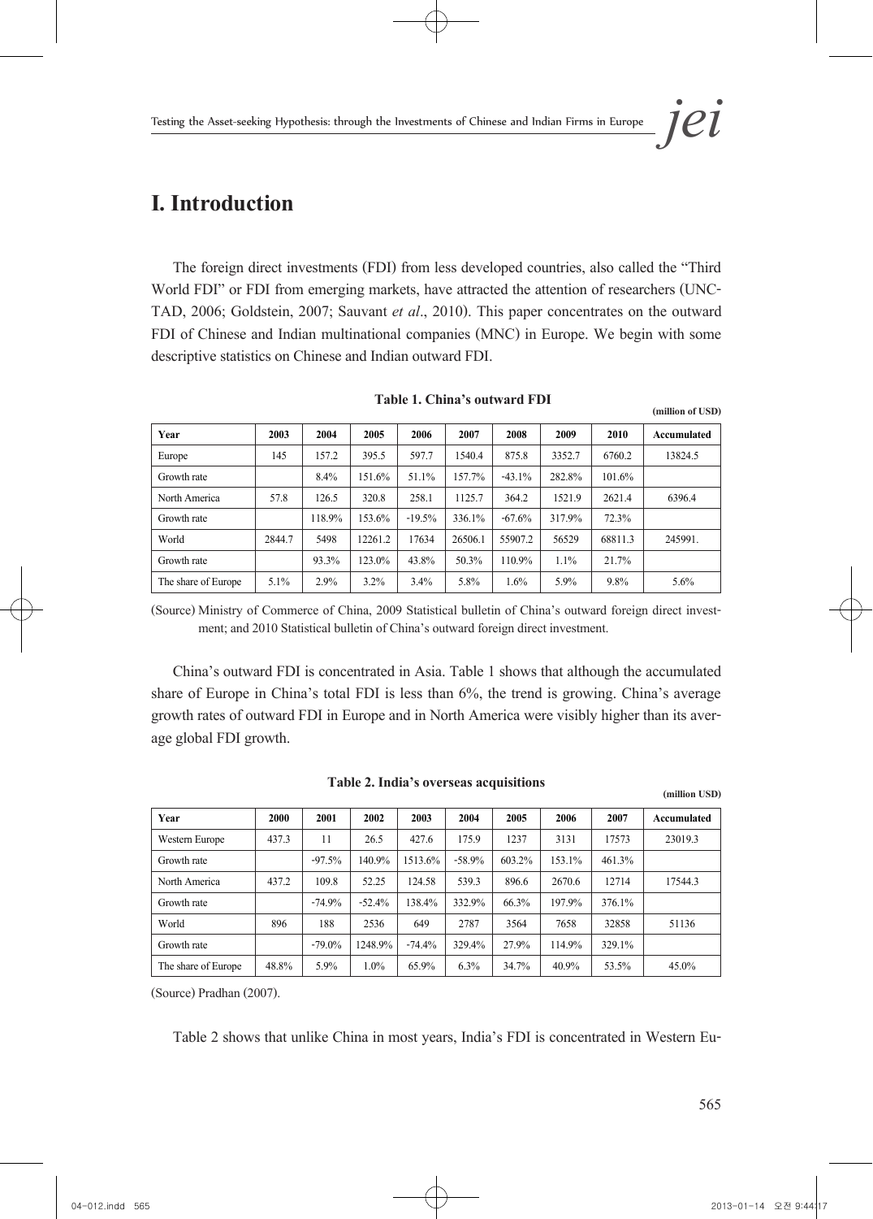# I. Introduction

The foreign direct investments (FDI) from less developed countries, also called the "Third World FDI" or FDI from emerging markets, have attracted the attention of researchers (UNCTAD, 2006; Goldstein, 2007; Sauvant *et al*., 2010). This paper concentrates on the outward FDI of Chinese and Indian multinational companies (MNC) in Europe. We begin with some descriptive statistics on Chinese and Indian outward FDI.

**Table 1. China's outward FDI**

**(million of USD)**

| Year | 2003 | 2004 | 2005 | 2006 | 2007 | 2008 | 2009 | 2010 | Accumulated |
|---|---|---|---|---|---|---|---|---|---|
| Europe | 145 | 157.2 | 395.5 | 597.7 | 1540.4 | 875.8 | 3352.7 | 6760.2 | 13824.5 |
| Growth rate | | 8.4% | 151.6% | 51.1% | 157.7% | -43.1% | 282.8% | 101.6% | |
| North America | 57.8 | 126.5 | 320.8 | 258.1 | 1125.7 | 364.2 | 1521.9 | 2621.4 | 6396.4 |
| Growth rate | | 118.9% | 153.6% | -19.5% | 336.1% | -67.6% | 317.9% | 72.3% | |
| World | 2844.7 | 5498 | 12261.2 | 17634 | 26506.1 | 55907.2 | 56529 | 68811.3 | 245991. |
| Growth rate | | 93.3% | 123.0% | 43.8% | 50.3% | 110.9% | 1.1% | 21.7% | |
| The share of Europe | 5.1% | 2.9% | 3.2% | 3.4% | 5.8% | 1.6% | 5.9% | 9.8% | 5.6% |

(Source) Ministry of Commerce of China, 2009 Statistical bulletin of China's outward foreign direct investment; and 2010 Statistical bulletin of China's outward foreign direct investment.

China's outward FDI is concentrated in Asia. Table 1 shows that although the accumulated share of Europe in China's total FDI is less than 6%, the trend is growing. China's average growth rates of outward FDI in Europe and in North America were visibly higher than its average global FDI growth.

**Table 2. India's overseas acquisitions**

**(million USD)**

| Year | 2000 | 2001 | 2002 | 2003 | 2004 | 2005 | 2006 | 2007 | Accumulated |
|---|---|---|---|---|---|---|---|---|---|
| Western Europe | 437.3 | 11 | 26.5 | 427.6 | 175.9 | 1237 | 3131 | 17573 | 23019.3 |
| Growth rate | | -97.5% | 140.9% | 1513.6% | -58.9% | 603.2% | 153.1% | 461.3% | |
| North America | 437.2 | 109.8 | 52.25 | 124.58 | 539.3 | 896.6 | 2670.6 | 12714 | 17544.3 |
| Growth rate | | -74.9% | -52.4% | 138.4% | 332.9% | 66.3% | 197.9% | 376.1% | |
| World | 896 | 188 | 2536 | 649 | 2787 | 3564 | 7658 | 32858 | 51136 |
| Growth rate | | -79.0% | 1248.9% | -74.4% | 329.4% | 27.9% | 114.9% | 329.1% | |
| The share of Europe | 48.8% | 5.9% | 1.0% | 65.9% | 6.3% | 34.7% | 40.9% | 53.5% | 45.0% |

(Source) Pradhan (2007).

Table 2 shows that unlike China in most years, India's FDI is concentrated in Western Eu-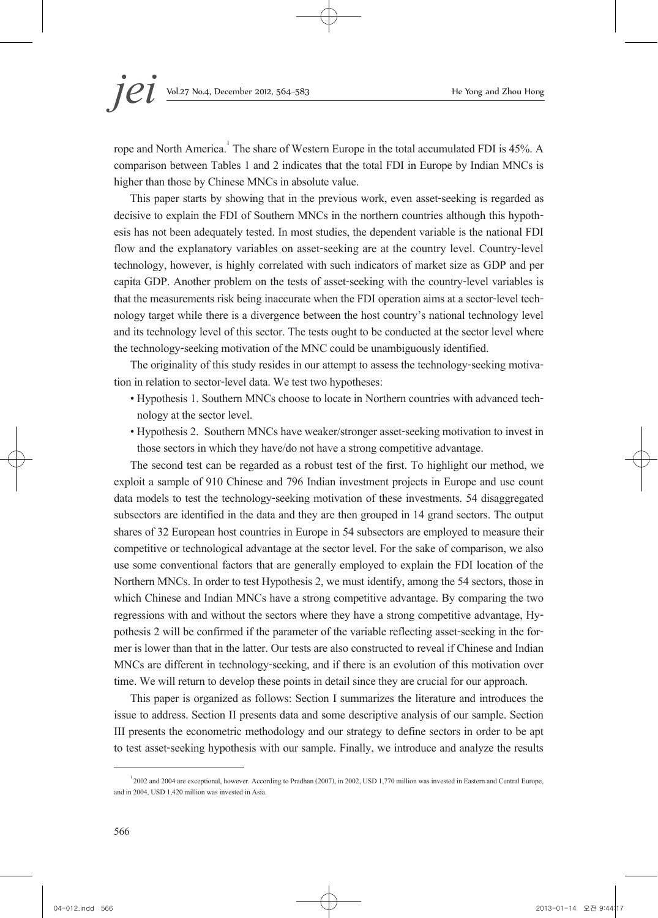rope and North America.[1] The share of Western Europe in the total accumulated FDI is 45%. A comparison between Tables 1 and 2 indicates that the total FDI in Europe by Indian MNCs is higher than those by Chinese MNCs in absolute value.

This paper starts by showing that in the previous work, even asset-seeking is regarded as decisive to explain the FDI of Southern MNCs in the northern countries although this hypothesis has not been adequately tested. In most studies, the dependent variable is the national FDI flow and the explanatory variables on asset-seeking are at the country level. Country-level technology, however, is highly correlated with such indicators of market size as GDP and per capita GDP. Another problem on the tests of asset-seeking with the country-level variables is that the measurements risk being inaccurate when the FDI operation aims at a sector-level technology target while there is a divergence between the host country's national technology level and its technology level of this sector. The tests ought to be conducted at the sector level where the technology-seeking motivation of the MNC could be unambiguously identified.

The originality of this study resides in our attempt to assess the technology-seeking motivation in relation to sector-level data. We test two hypotheses:

- Hypothesis 1. Southern MNCs choose to locate in Northern countries with advanced technology at the sector level.
- Hypothesis 2. Southern MNCs have weaker/stronger asset-seeking motivation to invest in those sectors in which they have/do not have a strong competitive advantage.

The second test can be regarded as a robust test of the first. To highlight our method, we exploit a sample of 910 Chinese and 796 Indian investment projects in Europe and use count data models to test the technology-seeking motivation of these investments. 54 disaggregated subsectors are identified in the data and they are then grouped in 14 grand sectors. The output shares of 32 European host countries in Europe in 54 subsectors are employed to measure their competitive or technological advantage at the sector level. For the sake of comparison, we also use some conventional factors that are generally employed to explain the FDI location of the Northern MNCs. In order to test Hypothesis 2, we must identify, among the 54 sectors, those in which Chinese and Indian MNCs have a strong competitive advantage. By comparing the two regressions with and without the sectors where they have a strong competitive advantage, Hypothesis 2 will be confirmed if the parameter of the variable reflecting asset-seeking in the former is lower than that in the latter. Our tests are also constructed to reveal if Chinese and Indian MNCs are different in technology-seeking, and if there is an evolution of this motivation over time. We will return to develop these points in detail since they are crucial for our approach.

This paper is organized as follows: Section I summarizes the literature and introduces the issue to address. Section II presents data and some descriptive analysis of our sample. Section III presents the econometric methodology and our strategy to define sectors in order to be apt to test asset-seeking hypothesis with our sample. Finally, we introduce and analyze the results

[1] 2002 and 2004 are exceptional, however. According to Pradhan (2007), in 2002, USD 1,770 million was invested in Eastern and Central Europe, and in 2004, USD 1,420 million was invested in Asia.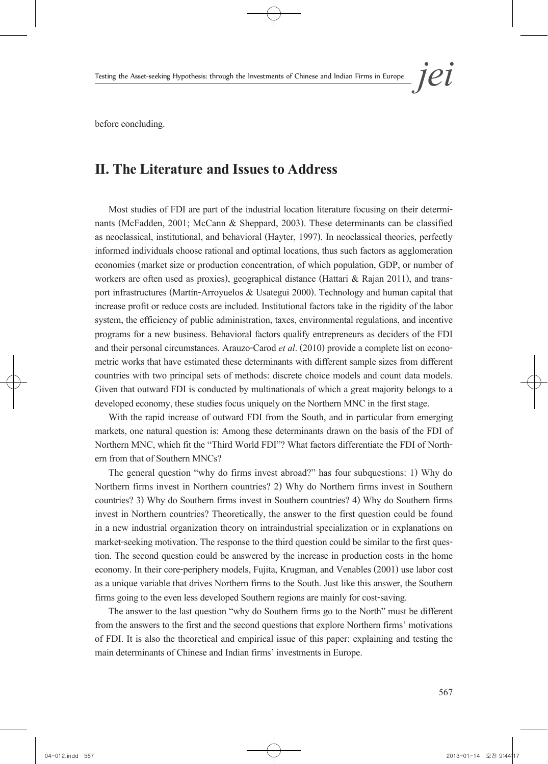before concluding.

## II. The Literature and Issues to Address

Most studies of FDI are part of the industrial location literature focusing on their determinants (McFadden, 2001; McCann & Sheppard, 2003). These determinants can be classified as neoclassical, institutional, and behavioral (Hayter, 1997). In neoclassical theories, perfectly informed individuals choose rational and optimal locations, thus such factors as agglomeration economies (market size or production concentration, of which population, GDP, or number of workers are often used as proxies), geographical distance (Hattari & Rajan 2011), and transport infrastructures (Martín-Arroyuelos & Usategui 2000). Technology and human capital that increase profit or reduce costs are included. Institutional factors take in the rigidity of the labor system, the efficiency of public administration, taxes, environmental regulations, and incentive programs for a new business. Behavioral factors qualify entrepreneurs as deciders of the FDI and their personal circumstances. Arauzo-Carod *et al*. (2010) provide a complete list on econometric works that have estimated these determinants with different sample sizes from different countries with two principal sets of methods: discrete choice models and count data models. Given that outward FDI is conducted by multinationals of which a great majority belongs to a developed economy, these studies focus uniquely on the Northern MNC in the first stage.

With the rapid increase of outward FDI from the South, and in particular from emerging markets, one natural question is: Among these determinants drawn on the basis of the FDI of Northern MNC, which fit the "Third World FDI"? What factors differentiate the FDI of Northern from that of Southern MNCs?

The general question "why do firms invest abroad?" has four subquestions: 1) Why do Northern firms invest in Northern countries? 2) Why do Northern firms invest in Southern countries? 3) Why do Southern firms invest in Southern countries? 4) Why do Southern firms invest in Northern countries? Theoretically, the answer to the first question could be found in a new industrial organization theory on intraindustrial specialization or in explanations on market-seeking motivation. The response to the third question could be similar to the first question. The second question could be answered by the increase in production costs in the home economy. In their core-periphery models, Fujita, Krugman, and Venables (2001) use labor cost as a unique variable that drives Northern firms to the South. Just like this answer, the Southern firms going to the even less developed Southern regions are mainly for cost-saving.

The answer to the last question "why do Southern firms go to the North" must be different from the answers to the first and the second questions that explore Northern firms' motivations of FDI. It is also the theoretical and empirical issue of this paper: explaining and testing the main determinants of Chinese and Indian firms' investments in Europe.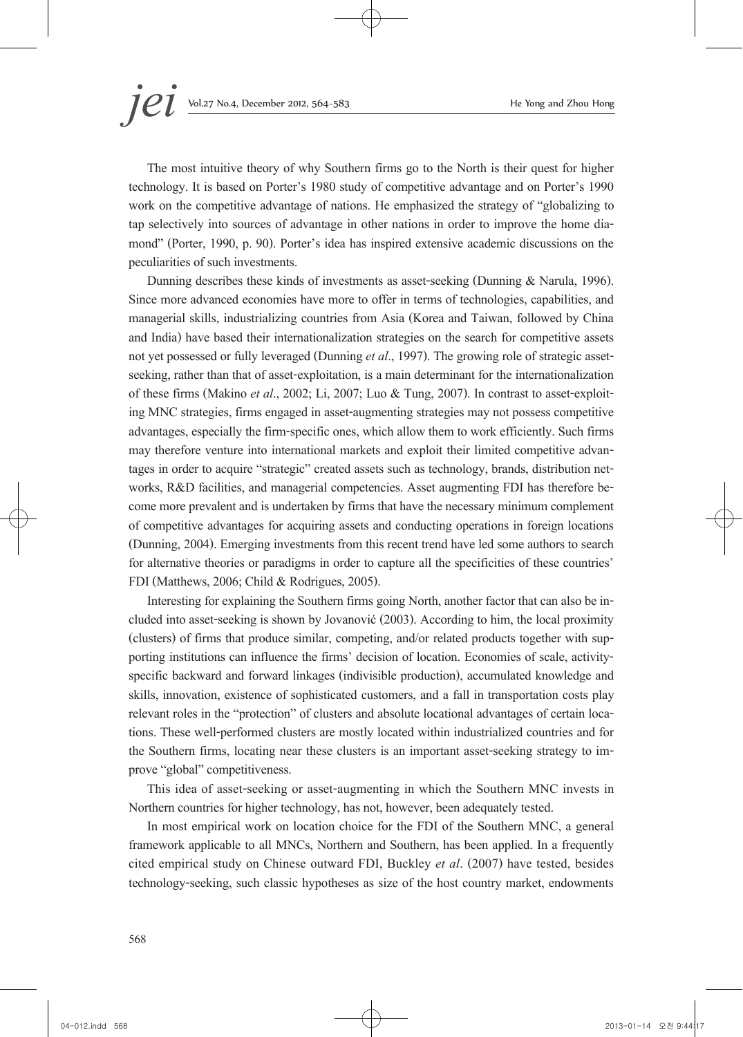The most intuitive theory of why Southern firms go to the North is their quest for higher technology. It is based on Porter's 1980 study of competitive advantage and on Porter's 1990 work on the competitive advantage of nations. He emphasized the strategy of "globalizing to tap selectively into sources of advantage in other nations in order to improve the home diamond" (Porter, 1990, p. 90). Porter's idea has inspired extensive academic discussions on the peculiarities of such investments.

Dunning describes these kinds of investments as asset-seeking (Dunning & Narula, 1996). Since more advanced economies have more to offer in terms of technologies, capabilities, and managerial skills, industrializing countries from Asia (Korea and Taiwan, followed by China and India) have based their internationalization strategies on the search for competitive assets not yet possessed or fully leveraged (Dunning *et al*., 1997). The growing role of strategic asset-seeking, rather than that of asset-exploitation, is a main determinant for the internationalization of these firms (Makino *et al*., 2002; Li, 2007; Luo & Tung, 2007). In contrast to asset-exploiting MNC strategies, firms engaged in asset-augmenting strategies may not possess competitive advantages, especially the firm-specific ones, which allow them to work efficiently. Such firms may therefore venture into international markets and exploit their limited competitive advantages in order to acquire "strategic" created assets such as technology, brands, distribution networks, R&D facilities, and managerial competencies. Asset augmenting FDI has therefore become more prevalent and is undertaken by firms that have the necessary minimum complement of competitive advantages for acquiring assets and conducting operations in foreign locations (Dunning, 2004). Emerging investments from this recent trend have led some authors to search for alternative theories or paradigms in order to capture all the specificities of these countries' FDI (Matthews, 2006; Child & Rodrigues, 2005).

Interesting for explaining the Southern firms going North, another factor that can also be included into asset-seeking is shown by Jovanović (2003). According to him, the local proximity (clusters) of firms that produce similar, competing, and/or related products together with supporting institutions can influence the firms' decision of location. Economies of scale, activity-specific backward and forward linkages (indivisible production), accumulated knowledge and skills, innovation, existence of sophisticated customers, and a fall in transportation costs play relevant roles in the "protection" of clusters and absolute locational advantages of certain locations. These well-performed clusters are mostly located within industrialized countries and for the Southern firms, locating near these clusters is an important asset-seeking strategy to improve "global" competitiveness.

This idea of asset-seeking or asset-augmenting in which the Southern MNC invests in Northern countries for higher technology, has not, however, been adequately tested.

In most empirical work on location choice for the FDI of the Southern MNC, a general framework applicable to all MNCs, Northern and Southern, has been applied. In a frequently cited empirical study on Chinese outward FDI, Buckley *et al*. (2007) have tested, besides technology-seeking, such classic hypotheses as size of the host country market, endowments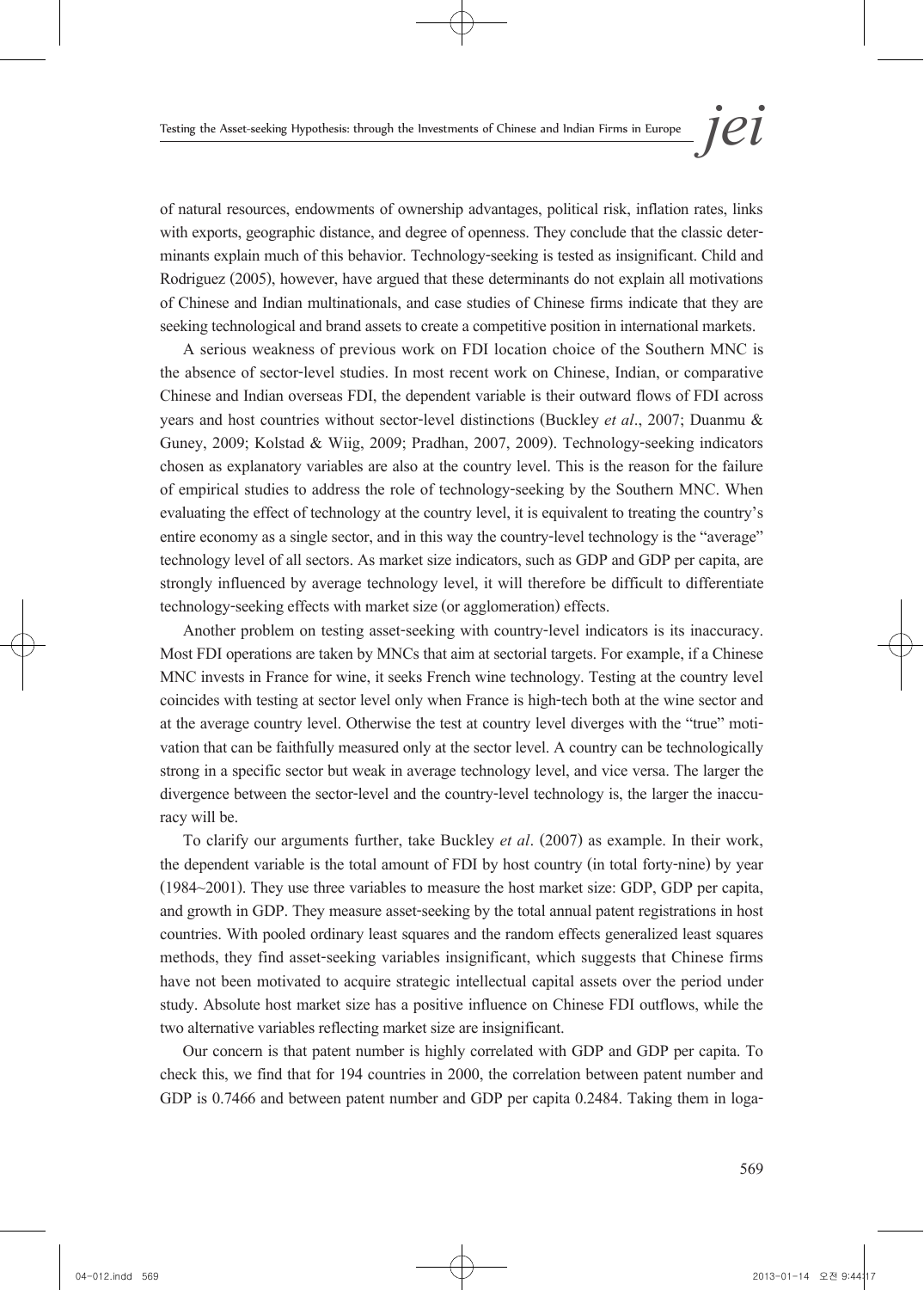of natural resources, endowments of ownership advantages, political risk, inflation rates, links with exports, geographic distance, and degree of openness. They conclude that the classic determinants explain much of this behavior. Technology-seeking is tested as insignificant. Child and Rodriguez (2005), however, have argued that these determinants do not explain all motivations of Chinese and Indian multinationals, and case studies of Chinese firms indicate that they are seeking technological and brand assets to create a competitive position in international markets.

A serious weakness of previous work on FDI location choice of the Southern MNC is the absence of sector-level studies. In most recent work on Chinese, Indian, or comparative Chinese and Indian overseas FDI, the dependent variable is their outward flows of FDI across years and host countries without sector-level distinctions (Buckley *et al*., 2007; Duanmu & Guney, 2009; Kolstad & Wiig, 2009; Pradhan, 2007, 2009). Technology-seeking indicators chosen as explanatory variables are also at the country level. This is the reason for the failure of empirical studies to address the role of technology-seeking by the Southern MNC. When evaluating the effect of technology at the country level, it is equivalent to treating the country's entire economy as a single sector, and in this way the country-level technology is the "average" technology level of all sectors. As market size indicators, such as GDP and GDP per capita, are strongly influenced by average technology level, it will therefore be difficult to differentiate technology-seeking effects with market size (or agglomeration) effects.

Another problem on testing asset-seeking with country-level indicators is its inaccuracy. Most FDI operations are taken by MNCs that aim at sectorial targets. For example, if a Chinese MNC invests in France for wine, it seeks French wine technology. Testing at the country level coincides with testing at sector level only when France is high-tech both at the wine sector and at the average country level. Otherwise the test at country level diverges with the "true" motivation that can be faithfully measured only at the sector level. A country can be technologically strong in a specific sector but weak in average technology level, and vice versa. The larger the divergence between the sector-level and the country-level technology is, the larger the inaccuracy will be.

To clarify our arguments further, take Buckley *et al*. (2007) as example. In their work, the dependent variable is the total amount of FDI by host country (in total forty-nine) by year (1984~2001). They use three variables to measure the host market size: GDP, GDP per capita, and growth in GDP. They measure asset-seeking by the total annual patent registrations in host countries. With pooled ordinary least squares and the random effects generalized least squares methods, they find asset-seeking variables insignificant, which suggests that Chinese firms have not been motivated to acquire strategic intellectual capital assets over the period under study. Absolute host market size has a positive influence on Chinese FDI outflows, while the two alternative variables reflecting market size are insignificant.

Our concern is that patent number is highly correlated with GDP and GDP per capita. To check this, we find that for 194 countries in 2000, the correlation between patent number and GDP is 0.7466 and between patent number and GDP per capita 0.2484. Taking them in loga-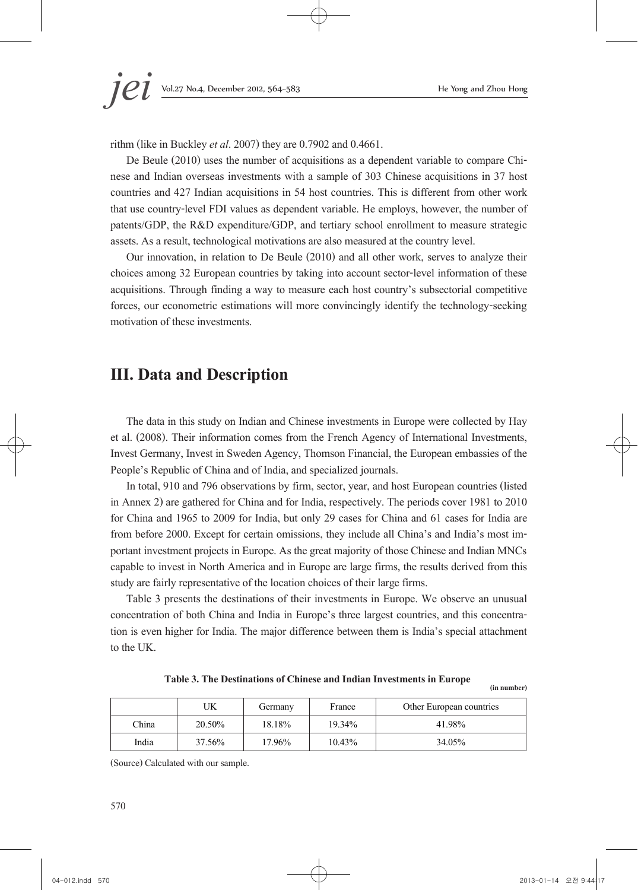rithm (like in Buckley *et al*. 2007) they are 0.7902 and 0.4661.

De Beule (2010) uses the number of acquisitions as a dependent variable to compare Chinese and Indian overseas investments with a sample of 303 Chinese acquisitions in 37 host countries and 427 Indian acquisitions in 54 host countries. This is different from other work that use country-level FDI values as dependent variable. He employs, however, the number of patents/GDP, the R&D expenditure/GDP, and tertiary school enrollment to measure strategic assets. As a result, technological motivations are also measured at the country level.

Our innovation, in relation to De Beule (2010) and all other work, serves to analyze their choices among 32 European countries by taking into account sector-level information of these acquisitions. Through finding a way to measure each host country's subsectorial competitive forces, our econometric estimations will more convincingly identify the technology-seeking motivation of these investments.

# III. Data and Description

The data in this study on Indian and Chinese investments in Europe were collected by Hay et al. (2008). Their information comes from the French Agency of International Investments, Invest Germany, Invest in Sweden Agency, Thomson Financial, the European embassies of the People's Republic of China and of India, and specialized journals.

In total, 910 and 796 observations by firm, sector, year, and host European countries (listed in Annex 2) are gathered for China and for India, respectively. The periods cover 1981 to 2010 for China and 1965 to 2009 for India, but only 29 cases for China and 61 cases for India are from before 2000. Except for certain omissions, they include all China's and India's most important investment projects in Europe. As the great majority of those Chinese and Indian MNCs capable to invest in North America and in Europe are large firms, the results derived from this study are fairly representative of the location choices of their large firms.

Table 3 presents the destinations of their investments in Europe. We observe an unusual concentration of both China and India in Europe's three largest countries, and this concentration is even higher for India. The major difference between them is India's special attachment to the UK.

**Table 3. The Destinations of Chinese and Indian Investments in Europe**

**(in number)**

| | UK | Germany | France | Other European countries |
|---|---|---|---|---|
| China | 20.50% | 18.18% | 19.34% | 41.98% |
| India | 37.56% | 17.96% | 10.43% | 34.05% |

(Source) Calculated with our sample.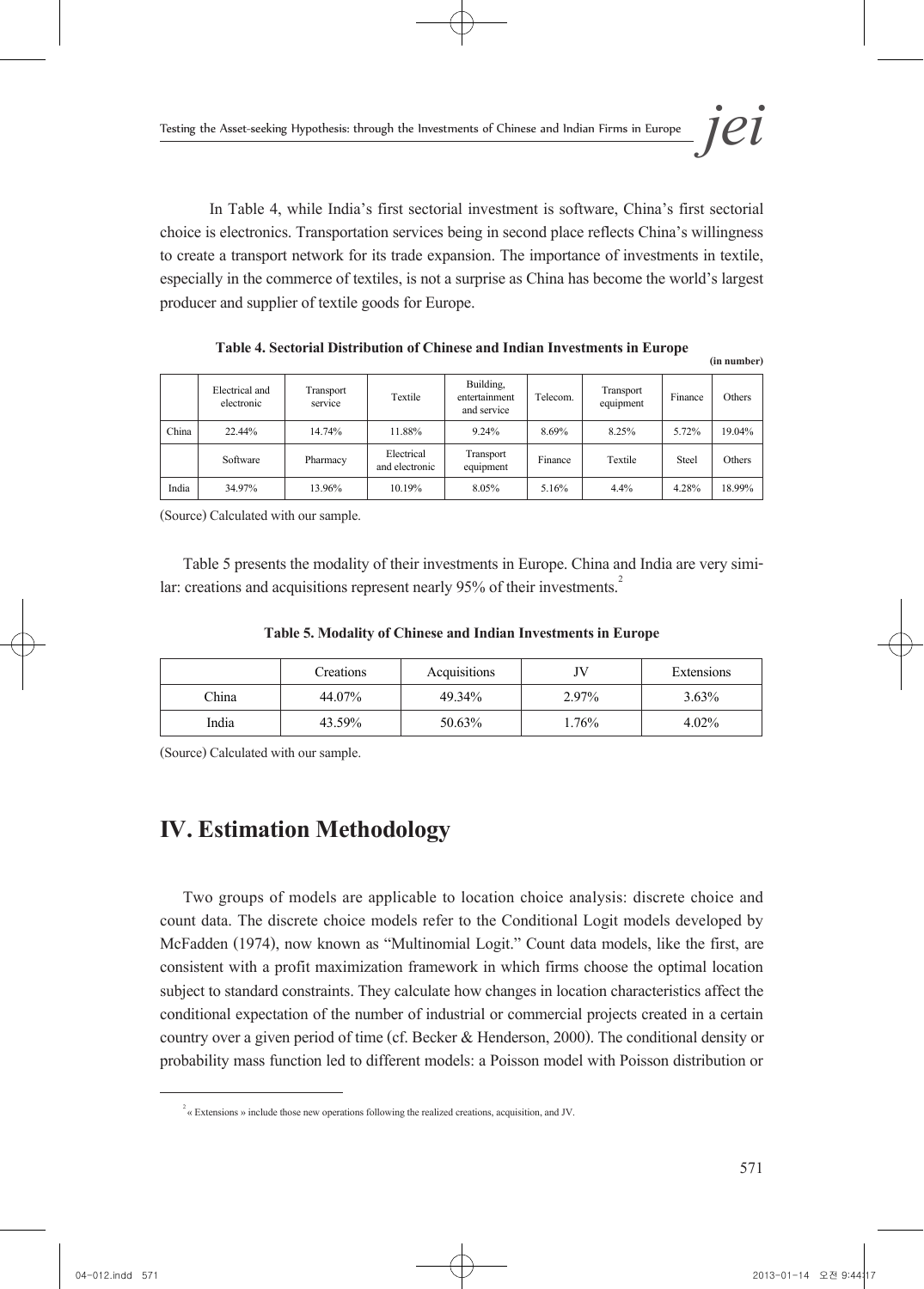In Table 4, while India's first sectorial investment is software, China's first sectorial choice is electronics. Transportation services being in second place reflects China's willingness to create a transport network for its trade expansion. The importance of investments in textile, especially in the commerce of textiles, is not a surprise as China has become the world's largest producer and supplier of textile goods for Europe.

**Table 4. Sectorial Distribution of Chinese and Indian Investments in Europe**

**(in number)**

| | Electrical and electronic | Transport service | Textile | Building, entertainment and service | Telecom. | Transport equipment | Finance | Others |
|---|---|---|---|---|---|---|---|---|
| China | 22.44% | 14.74% | 11.88% | 9.24% | 8.69% | 8.25% | 5.72% | 19.04% |
| | Software | Pharmacy | Electrical and electronic | Transport equipment | Finance | Textile | Steel | Others |
| India | 34.97% | 13.96% | 10.19% | 8.05% | 5.16% | 4.4% | 4.28% | 18.99% |

(Source) Calculated with our sample.

Table 5 presents the modality of their investments in Europe. China and India are very similar: creations and acquisitions represent nearly 95% of their investments.[2]

**Table 5. Modality of Chinese and Indian Investments in Europe**

| | Creations | Acquisitions | JV | Extensions |
|---|---|---|---|---|
| China | 44.07% | 49.34% | 2.97% | 3.63% |
| India | 43.59% | 50.63% | 1.76% | 4.02% |

(Source) Calculated with our sample.

# IV. Estimation Methodology

Two groups of models are applicable to location choice analysis: discrete choice and count data. The discrete choice models refer to the Conditional Logit models developed by McFadden (1974), now known as "Multinomial Logit." Count data models, like the first, are consistent with a profit maximization framework in which firms choose the optimal location subject to standard constraints. They calculate how changes in location characteristics affect the conditional expectation of the number of industrial or commercial projects created in a certain country over a given period of time (cf. Becker & Henderson, 2000). The conditional density or probability mass function led to different models: a Poisson model with Poisson distribution or

[2] « Extensions » include those new operations following the realized creations, acquisition, and JV.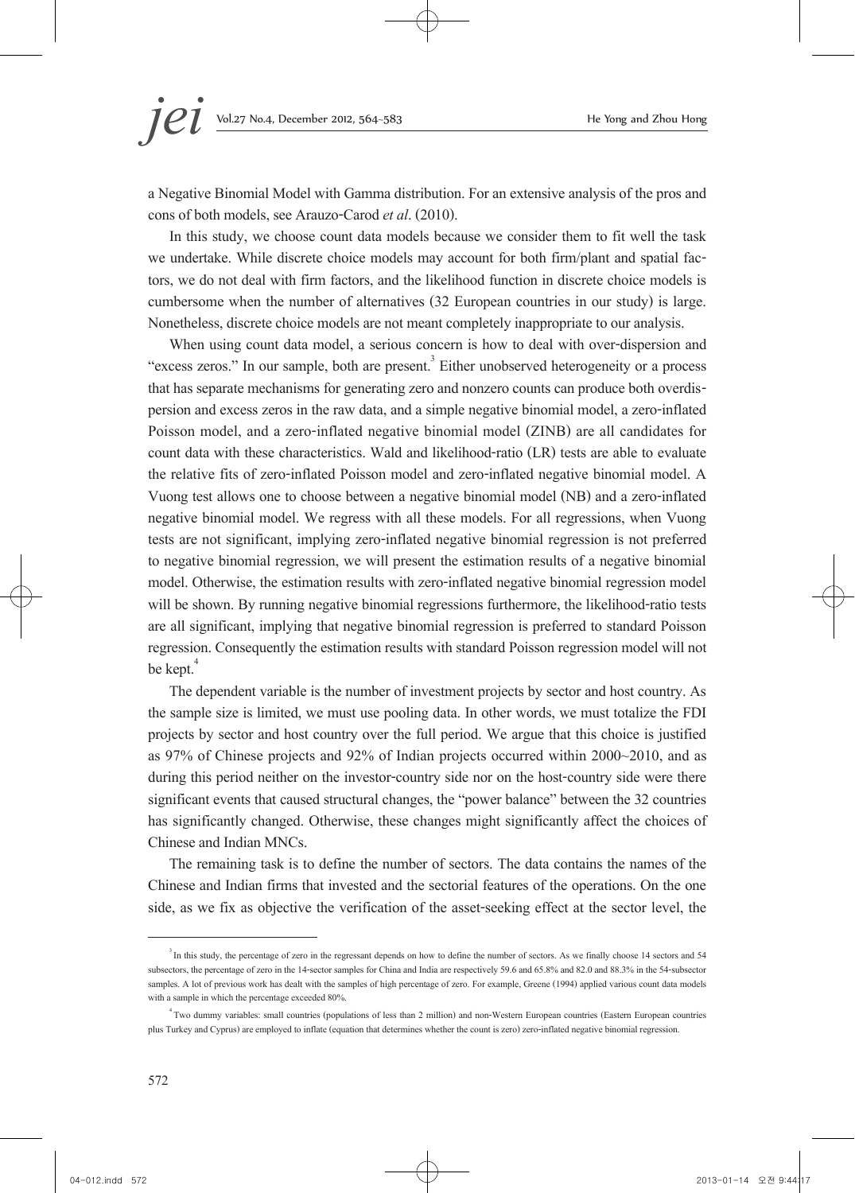a Negative Binomial Model with Gamma distribution. For an extensive analysis of the pros and cons of both models, see Arauzo-Carod *et al*. (2010).

In this study, we choose count data models because we consider them to fit well the task we undertake. While discrete choice models may account for both firm/plant and spatial factors, we do not deal with firm factors, and the likelihood function in discrete choice models is cumbersome when the number of alternatives (32 European countries in our study) is large. Nonetheless, discrete choice models are not meant completely inappropriate to our analysis.

When using count data model, a serious concern is how to deal with over-dispersion and "excess zeros." In our sample, both are present.[3] Either unobserved heterogeneity or a process that has separate mechanisms for generating zero and nonzero counts can produce both overdispersion and excess zeros in the raw data, and a simple negative binomial model, a zero-inflated Poisson model, and a zero-inflated negative binomial model (ZINB) are all candidates for count data with these characteristics. Wald and likelihood-ratio (LR) tests are able to evaluate the relative fits of zero-inflated Poisson model and zero-inflated negative binomial model. A Vuong test allows one to choose between a negative binomial model (NB) and a zero-inflated negative binomial model. We regress with all these models. For all regressions, when Vuong tests are not significant, implying zero-inflated negative binomial regression is not preferred to negative binomial regression, we will present the estimation results of a negative binomial model. Otherwise, the estimation results with zero-inflated negative binomial regression model will be shown. By running negative binomial regressions furthermore, the likelihood-ratio tests are all significant, implying that negative binomial regression is preferred to standard Poisson regression. Consequently the estimation results with standard Poisson regression model will not be kept.[4]

The dependent variable is the number of investment projects by sector and host country. As the sample size is limited, we must use pooling data. In other words, we must totalize the FDI projects by sector and host country over the full period. We argue that this choice is justified as 97% of Chinese projects and 92% of Indian projects occurred within 2000~2010, and as during this period neither on the investor-country side nor on the host-country side were there significant events that caused structural changes, the "power balance" between the 32 countries has significantly changed. Otherwise, these changes might significantly affect the choices of Chinese and Indian MNCs.

The remaining task is to define the number of sectors. The data contains the names of the Chinese and Indian firms that invested and the sectorial features of the operations. On the one side, as we fix as objective the verification of the asset-seeking effect at the sector level, the

---

[3] In this study, the percentage of zero in the regressant depends on how to define the number of sectors. As we finally choose 14 sectors and 54 subsectors, the percentage of zero in the 14-sector samples for China and India are respectively 59.6 and 65.8% and 82.0 and 88.3% in the 54-subsector samples. A lot of previous work has dealt with the samples of high percentage of zero. For example, Greene (1994) applied various count data models with a sample in which the percentage exceeded 80%.

[4] Two dummy variables: small countries (populations of less than 2 million) and non-Western European countries (Eastern European countries plus Turkey and Cyprus) are employed to inflate (equation that determines whether the count is zero) zero-inflated negative binomial regression.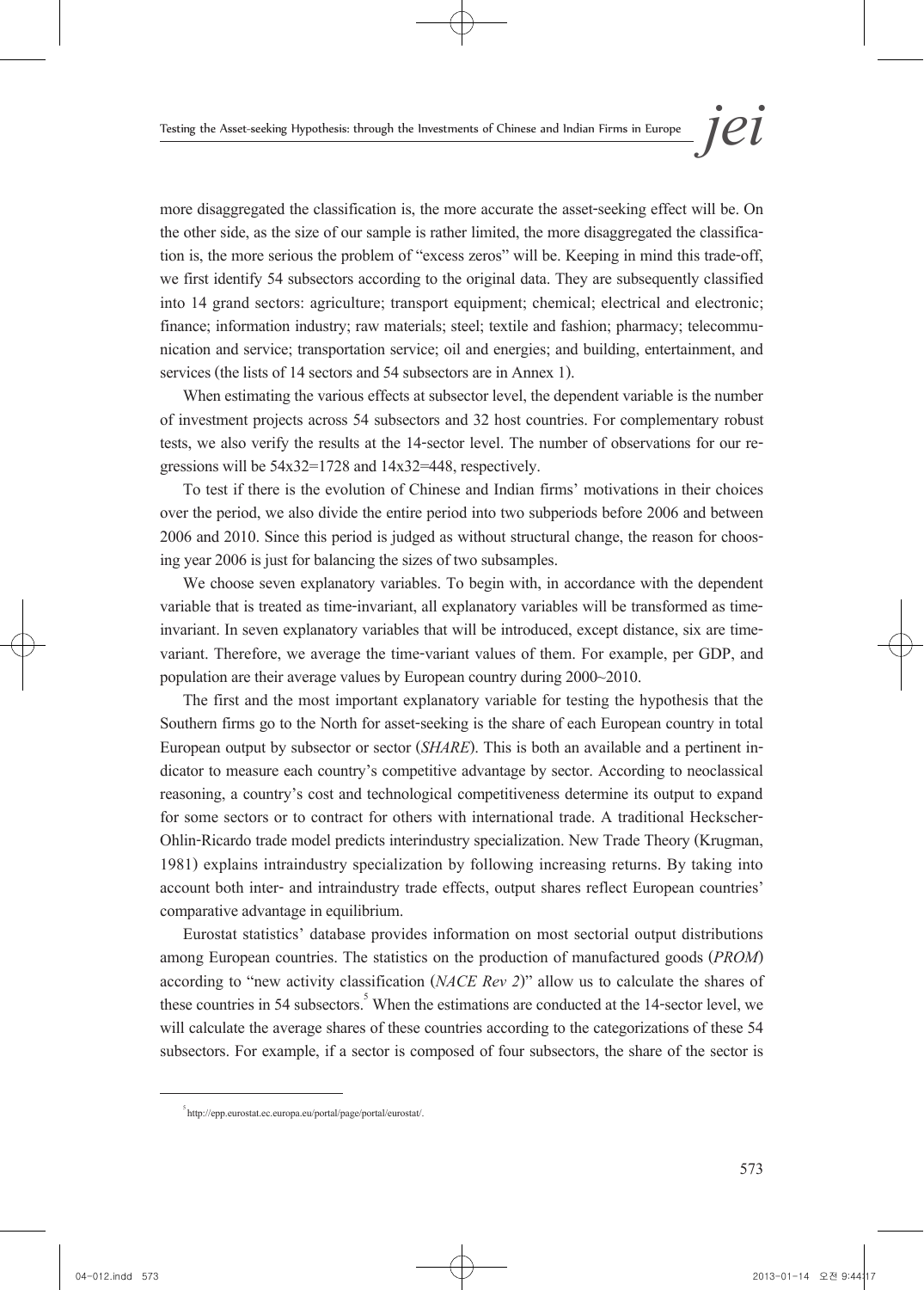more disaggregated the classification is, the more accurate the asset-seeking effect will be. On the other side, as the size of our sample is rather limited, the more disaggregated the classification is, the more serious the problem of "excess zeros" will be. Keeping in mind this trade-off, we first identify 54 subsectors according to the original data. They are subsequently classified into 14 grand sectors: agriculture; transport equipment; chemical; electrical and electronic; finance; information industry; raw materials; steel; textile and fashion; pharmacy; telecommunication and service; transportation service; oil and energies; and building, entertainment, and services (the lists of 14 sectors and 54 subsectors are in Annex 1).

When estimating the various effects at subsector level, the dependent variable is the number of investment projects across 54 subsectors and 32 host countries. For complementary robust tests, we also verify the results at the 14-sector level. The number of observations for our regressions will be 54x32=1728 and 14x32=448, respectively.

To test if there is the evolution of Chinese and Indian firms' motivations in their choices over the period, we also divide the entire period into two subperiods before 2006 and between 2006 and 2010. Since this period is judged as without structural change, the reason for choosing year 2006 is just for balancing the sizes of two subsamples.

We choose seven explanatory variables. To begin with, in accordance with the dependent variable that is treated as time-invariant, all explanatory variables will be transformed as time-invariant. In seven explanatory variables that will be introduced, except distance, six are time-variant. Therefore, we average the time-variant values of them. For example, per GDP, and population are their average values by European country during 2000~2010.

The first and the most important explanatory variable for testing the hypothesis that the Southern firms go to the North for asset-seeking is the share of each European country in total European output by subsector or sector (*SHARE*). This is both an available and a pertinent indicator to measure each country's competitive advantage by sector. According to neoclassical reasoning, a country's cost and technological competitiveness determine its output to expand for some sectors or to contract for others with international trade. A traditional Heckscher-Ohlin-Ricardo trade model predicts interindustry specialization. New Trade Theory (Krugman, 1981) explains intraindustry specialization by following increasing returns. By taking into account both inter- and intraindustry trade effects, output shares reflect European countries' comparative advantage in equilibrium.

Eurostat statistics' database provides information on most sectorial output distributions among European countries. The statistics on the production of manufactured goods (*PROM*) according to "new activity classification (*NACE Rev 2*)" allow us to calculate the shares of these countries in 54 subsectors.[5] When the estimations are conducted at the 14-sector level, we will calculate the average shares of these countries according to the categorizations of these 54 subsectors. For example, if a sector is composed of four subsectors, the share of the sector is

[5] http://epp.eurostat.ec.europa.eu/portal/page/portal/eurostat/.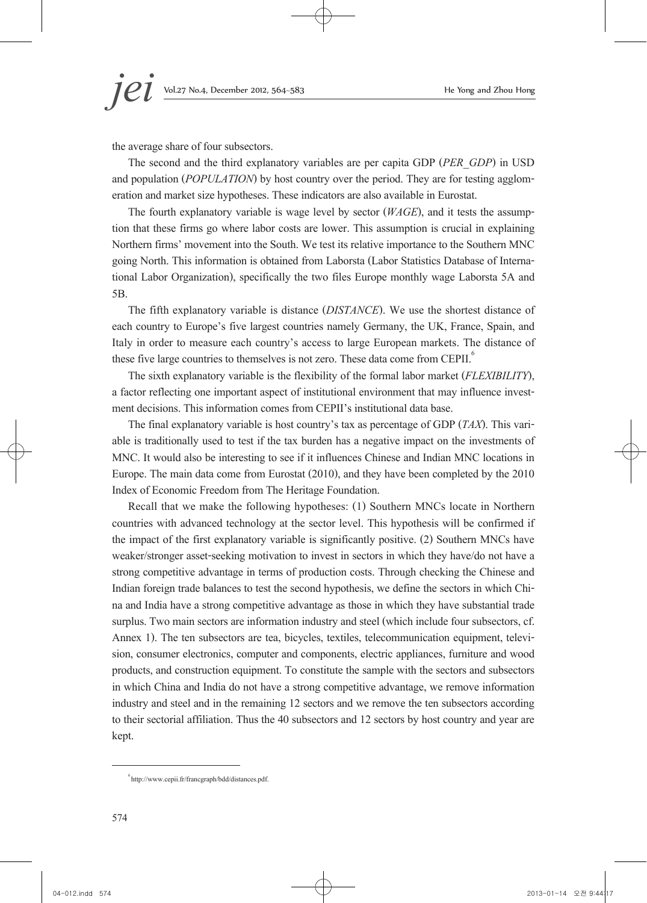the average share of four subsectors.

The second and the third explanatory variables are per capita GDP (*PER_GDP*) in USD and population (*POPULATION*) by host country over the period. They are for testing agglomeration and market size hypotheses. These indicators are also available in Eurostat.

The fourth explanatory variable is wage level by sector (*WAGE*), and it tests the assumption that these firms go where labor costs are lower. This assumption is crucial in explaining Northern firms' movement into the South. We test its relative importance to the Southern MNC going North. This information is obtained from Laborsta (Labor Statistics Database of International Labor Organization), specifically the two files Europe monthly wage Laborsta 5A and 5B.

The fifth explanatory variable is distance (*DISTANCE*). We use the shortest distance of each country to Europe's five largest countries namely Germany, the UK, France, Spain, and Italy in order to measure each country's access to large European markets. The distance of these five large countries to themselves is not zero. These data come from CEPII.[6]

The sixth explanatory variable is the flexibility of the formal labor market (*FLEXIBILITY*), a factor reflecting one important aspect of institutional environment that may influence investment decisions. This information comes from CEPII's institutional data base.

The final explanatory variable is host country's tax as percentage of GDP (*TAX*). This variable is traditionally used to test if the tax burden has a negative impact on the investments of MNC. It would also be interesting to see if it influences Chinese and Indian MNC locations in Europe. The main data come from Eurostat (2010), and they have been completed by the 2010 Index of Economic Freedom from The Heritage Foundation.

Recall that we make the following hypotheses: (1) Southern MNCs locate in Northern countries with advanced technology at the sector level. This hypothesis will be confirmed if the impact of the first explanatory variable is significantly positive. (2) Southern MNCs have weaker/stronger asset-seeking motivation to invest in sectors in which they have/do not have a strong competitive advantage in terms of production costs. Through checking the Chinese and Indian foreign trade balances to test the second hypothesis, we define the sectors in which China and India have a strong competitive advantage as those in which they have substantial trade surplus. Two main sectors are information industry and steel (which include four subsectors, cf. Annex 1). The ten subsectors are tea, bicycles, textiles, telecommunication equipment, television, consumer electronics, computer and components, electric appliances, furniture and wood products, and construction equipment. To constitute the sample with the sectors and subsectors in which China and India do not have a strong competitive advantage, we remove information industry and steel and in the remaining 12 sectors and we remove the ten subsectors according to their sectorial affiliation. Thus the 40 subsectors and 12 sectors by host country and year are kept.

---

[6] http://www.cepii.fr/francgraph/bdd/distances.pdf.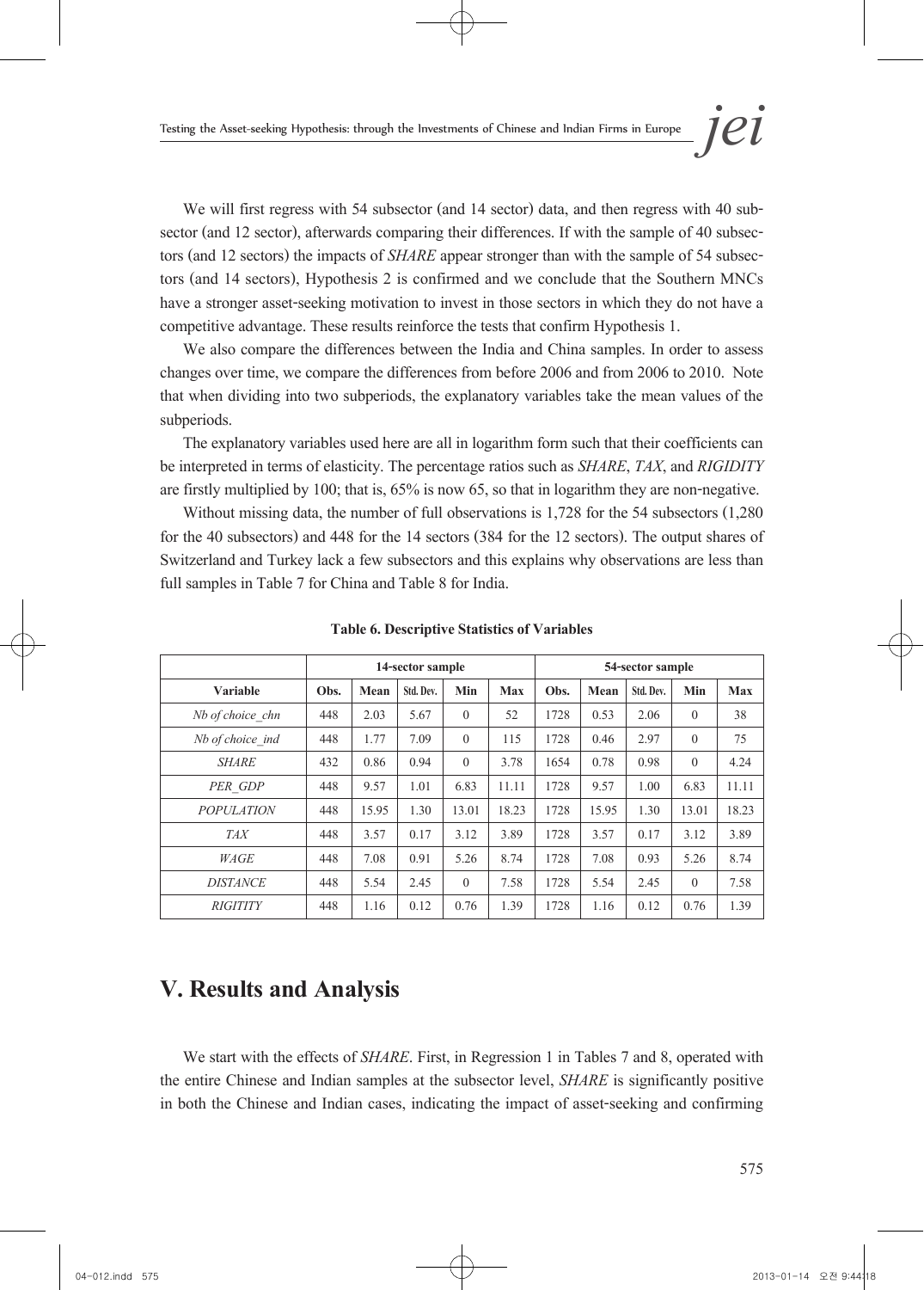We will first regress with 54 subsector (and 14 sector) data, and then regress with 40 subsector (and 12 sector), afterwards comparing their differences. If with the sample of 40 subsectors (and 12 sectors) the impacts of *SHARE* appear stronger than with the sample of 54 subsectors (and 14 sectors), Hypothesis 2 is confirmed and we conclude that the Southern MNCs have a stronger asset-seeking motivation to invest in those sectors in which they do not have a competitive advantage. These results reinforce the tests that confirm Hypothesis 1.

We also compare the differences between the India and China samples. In order to assess changes over time, we compare the differences from before 2006 and from 2006 to 2010. Note that when dividing into two subperiods, the explanatory variables take the mean values of the subperiods.

The explanatory variables used here are all in logarithm form such that their coefficients can be interpreted in terms of elasticity. The percentage ratios such as *SHARE*, *TAX*, and *RIGIDITY* are firstly multiplied by 100; that is, 65% is now 65, so that in logarithm they are non-negative.

Without missing data, the number of full observations is 1,728 for the 54 subsectors (1,280 for the 40 subsectors) and 448 for the 14 sectors (384 for the 12 sectors). The output shares of Switzerland and Turkey lack a few subsectors and this explains why observations are less than full samples in Table 7 for China and Table 8 for India.

**Table 6. Descriptive Statistics of Variables**

| | 14-sector sample | | | | | 54-sector sample | | | | |
|---|---|---|---|---|---|---|---|---|---|---|
| **Variable** | **Obs.** | **Mean** | **Std. Dev.** | **Min** | **Max** | **Obs.** | **Mean** | **Std. Dev.** | **Min** | **Max** |
| *Nb of choice_chn* | 448 | 2.03 | 5.67 | 0 | 52 | 1728 | 0.53 | 2.06 | 0 | 38 |
| *Nb of choice_ind* | 448 | 1.77 | 7.09 | 0 | 115 | 1728 | 0.46 | 2.97 | 0 | 75 |
| *SHARE* | 432 | 0.86 | 0.94 | 0 | 3.78 | 1654 | 0.78 | 0.98 | 0 | 4.24 |
| *PER_GDP* | 448 | 9.57 | 1.01 | 6.83 | 11.11 | 1728 | 9.57 | 1.00 | 6.83 | 11.11 |
| *POPULATION* | 448 | 15.95 | 1.30 | 13.01 | 18.23 | 1728 | 15.95 | 1.30 | 13.01 | 18.23 |
| *TAX* | 448 | 3.57 | 0.17 | 3.12 | 3.89 | 1728 | 3.57 | 0.17 | 3.12 | 3.89 |
| *WAGE* | 448 | 7.08 | 0.91 | 5.26 | 8.74 | 1728 | 7.08 | 0.93 | 5.26 | 8.74 |
| *DISTANCE* | 448 | 5.54 | 2.45 | 0 | 7.58 | 1728 | 5.54 | 2.45 | 0 | 7.58 |
| *RIGITITY* | 448 | 1.16 | 0.12 | 0.76 | 1.39 | 1728 | 1.16 | 0.12 | 0.76 | 1.39 |

## V. Results and Analysis

We start with the effects of *SHARE*. First, in Regression 1 in Tables 7 and 8, operated with the entire Chinese and Indian samples at the subsector level, *SHARE* is significantly positive in both the Chinese and Indian cases, indicating the impact of asset-seeking and confirming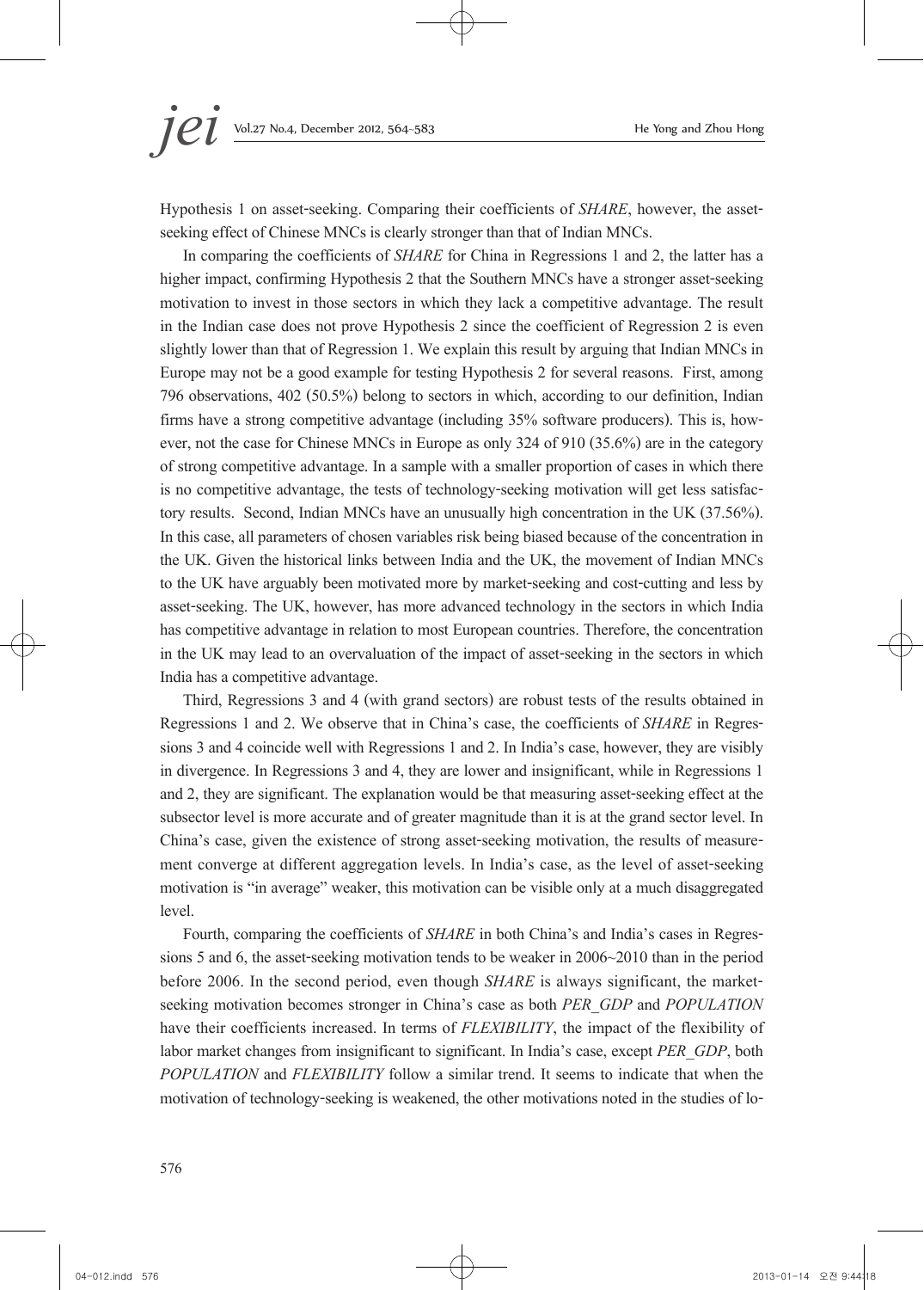Hypothesis 1 on asset-seeking. Comparing their coefficients of *SHARE*, however, the asset-seeking effect of Chinese MNCs is clearly stronger than that of Indian MNCs.

In comparing the coefficients of *SHARE* for China in Regressions 1 and 2, the latter has a higher impact, confirming Hypothesis 2 that the Southern MNCs have a stronger asset-seeking motivation to invest in those sectors in which they lack a competitive advantage. The result in the Indian case does not prove Hypothesis 2 since the coefficient of Regression 2 is even slightly lower than that of Regression 1. We explain this result by arguing that Indian MNCs in Europe may not be a good example for testing Hypothesis 2 for several reasons. First, among 796 observations, 402 (50.5%) belong to sectors in which, according to our definition, Indian firms have a strong competitive advantage (including 35% software producers). This is, however, not the case for Chinese MNCs in Europe as only 324 of 910 (35.6%) are in the category of strong competitive advantage. In a sample with a smaller proportion of cases in which there is no competitive advantage, the tests of technology-seeking motivation will get less satisfactory results. Second, Indian MNCs have an unusually high concentration in the UK (37.56%). In this case, all parameters of chosen variables risk being biased because of the concentration in the UK. Given the historical links between India and the UK, the movement of Indian MNCs to the UK have arguably been motivated more by market-seeking and cost-cutting and less by asset-seeking. The UK, however, has more advanced technology in the sectors in which India has competitive advantage in relation to most European countries. Therefore, the concentration in the UK may lead to an overvaluation of the impact of asset-seeking in the sectors in which India has a competitive advantage.

Third, Regressions 3 and 4 (with grand sectors) are robust tests of the results obtained in Regressions 1 and 2. We observe that in China's case, the coefficients of *SHARE* in Regressions 3 and 4 coincide well with Regressions 1 and 2. In India's case, however, they are visibly in divergence. In Regressions 3 and 4, they are lower and insignificant, while in Regressions 1 and 2, they are significant. The explanation would be that measuring asset-seeking effect at the subsector level is more accurate and of greater magnitude than it is at the grand sector level. In China's case, given the existence of strong asset-seeking motivation, the results of measurement converge at different aggregation levels. In India's case, as the level of asset-seeking motivation is "in average" weaker, this motivation can be visible only at a much disaggregated level.

Fourth, comparing the coefficients of *SHARE* in both China's and India's cases in Regressions 5 and 6, the asset-seeking motivation tends to be weaker in 2006~2010 than in the period before 2006. In the second period, even though *SHARE* is always significant, the market-seeking motivation becomes stronger in China's case as both *PER_GDP* and *POPULATION* have their coefficients increased. In terms of *FLEXIBILITY*, the impact of the flexibility of labor market changes from insignificant to significant. In India's case, except *PER_GDP*, both *POPULATION* and *FLEXIBILITY* follow a similar trend. It seems to indicate that when the motivation of technology-seeking is weakened, the other motivations noted in the studies of lo-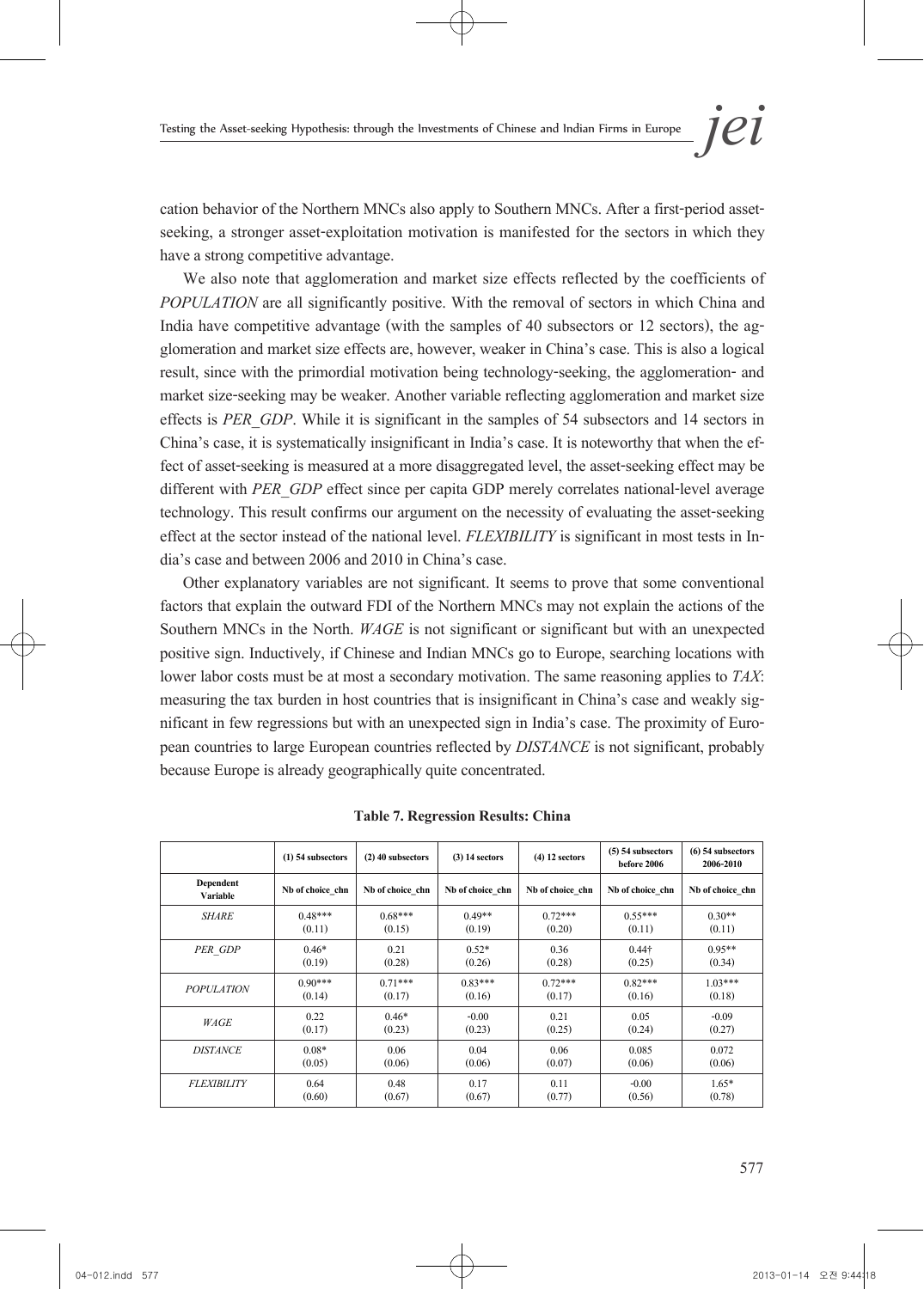cation behavior of the Northern MNCs also apply to Southern MNCs. After a first-period asset-seeking, a stronger asset-exploitation motivation is manifested for the sectors in which they have a strong competitive advantage.

We also note that agglomeration and market size effects reflected by the coefficients of *POPULATION* are all significantly positive. With the removal of sectors in which China and India have competitive advantage (with the samples of 40 subsectors or 12 sectors), the agglomeration and market size effects are, however, weaker in China's case. This is also a logical result, since with the primordial motivation being technology-seeking, the agglomeration- and market size-seeking may be weaker. Another variable reflecting agglomeration and market size effects is *PER_GDP*. While it is significant in the samples of 54 subsectors and 14 sectors in China's case, it is systematically insignificant in India's case. It is noteworthy that when the effect of asset-seeking is measured at a more disaggregated level, the asset-seeking effect may be different with *PER_GDP* effect since per capita GDP merely correlates national-level average technology. This result confirms our argument on the necessity of evaluating the asset-seeking effect at the sector instead of the national level. *FLEXIBILITY* is significant in most tests in India's case and between 2006 and 2010 in China's case.

Other explanatory variables are not significant. It seems to prove that some conventional factors that explain the outward FDI of the Northern MNCs may not explain the actions of the Southern MNCs in the North. *WAGE* is not significant or significant but with an unexpected positive sign. Inductively, if Chinese and Indian MNCs go to Europe, searching locations with lower labor costs must be at most a secondary motivation. The same reasoning applies to *TAX*: measuring the tax burden in host countries that is insignificant in China's case and weakly significant in few regressions but with an unexpected sign in India's case. The proximity of European countries to large European countries reflected by *DISTANCE* is not significant, probably because Europe is already geographically quite concentrated.

**Table 7. Regression Results: China**

| | (1) 54 subsectors | (2) 40 subsectors | (3) 14 sectors | (4) 12 sectors | (5) 54 subsectors before 2006 | (6) 54 subsectors 2006-2010 |
|---|---|---|---|---|---|---|
| **Dependent Variable** | Nb of choice_chn | Nb of choice_chn | Nb of choice_chn | Nb of choice_chn | Nb of choice_chn | Nb of choice_chn |
| *SHARE* | 0.48***<br>(0.11) | 0.68***<br>(0.15) | 0.49**<br>(0.19) | 0.72***<br>(0.20) | 0.55***<br>(0.11) | 0.30**<br>(0.11) |
| *PER_GDP* | 0.46*<br>(0.19) | 0.21<br>(0.28) | 0.52*<br>(0.26) | 0.36<br>(0.28) | 0.44†<br>(0.25) | 0.95**<br>(0.34) |
| *POPULATION* | 0.90***<br>(0.14) | 0.71***<br>(0.17) | 0.83***<br>(0.16) | 0.72***<br>(0.17) | 0.82***<br>(0.16) | 1.03***<br>(0.18) |
| *WAGE* | 0.22<br>(0.17) | 0.46*<br>(0.23) | -0.00<br>(0.23) | 0.21<br>(0.25) | 0.05<br>(0.24) | -0.09<br>(0.27) |
| *DISTANCE* | 0.08*<br>(0.05) | 0.06<br>(0.06) | 0.04<br>(0.06) | 0.06<br>(0.07) | 0.085<br>(0.06) | 0.072<br>(0.06) |
| *FLEXIBILITY* | 0.64<br>(0.60) | 0.48<br>(0.67) | 0.17<br>(0.67) | 0.11<br>(0.77) | -0.00<br>(0.56) | 1.65*<br>(0.78) |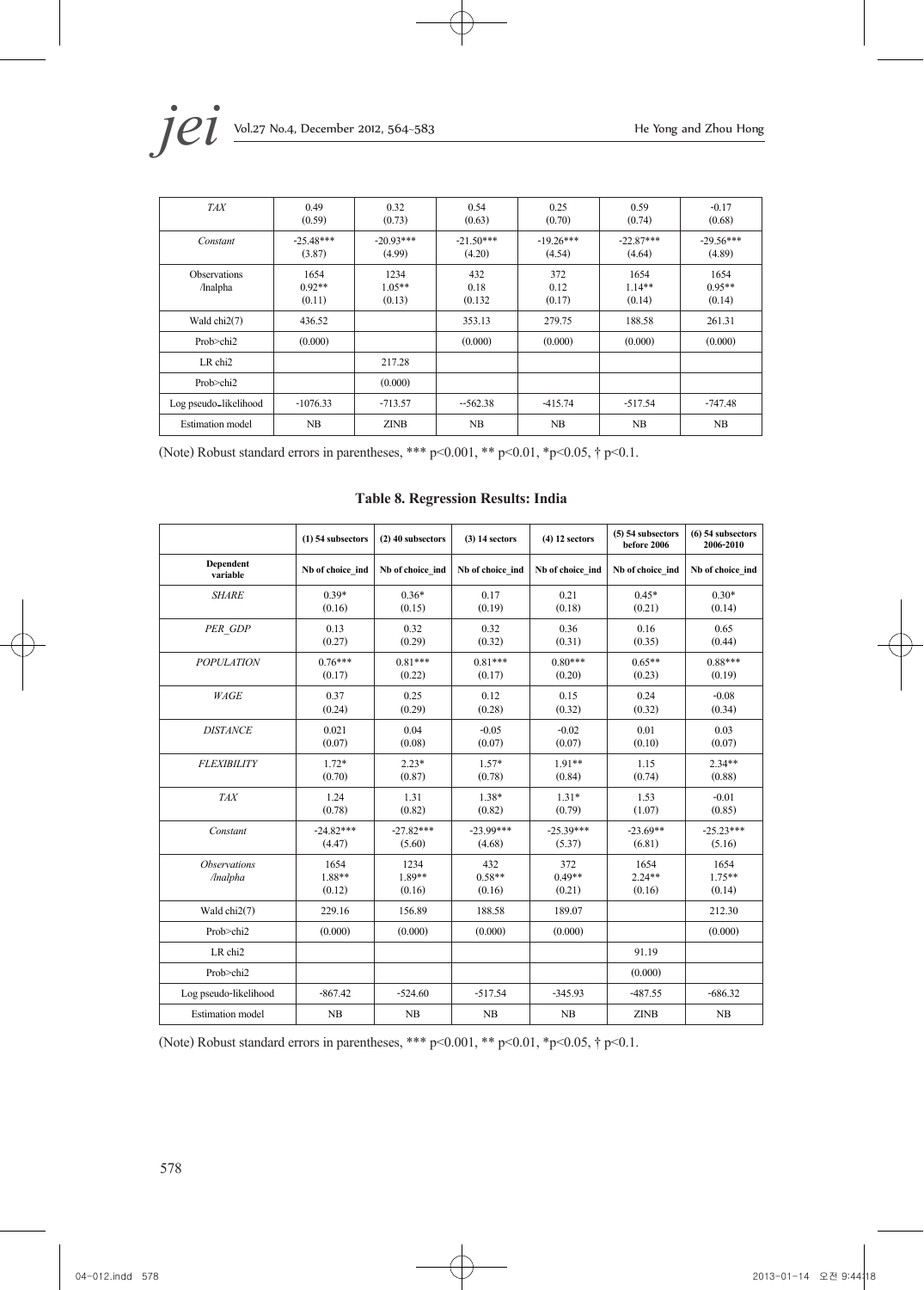| *TAX* | 0.49<br>(0.59) | 0.32<br>(0.73) | 0.54<br>(0.63) | 0.25<br>(0.70) | 0.59<br>(0.74) | -0.17<br>(0.68) |
|---|---|---|---|---|---|---|
| *Constant* | -25.48***<br>(3.87) | -20.93***<br>(4.99) | -21.50***<br>(4.20) | -19.26***<br>(4.54) | -22.87***<br>(4.64) | -29.56***<br>(4.89) |
| Observations<br>/lnalpha | 1654<br>0.92**<br>(0.11) | 1234<br>1.05**<br>(0.13) | 432<br>0.18<br>(0.132 | 372<br>0.12<br>(0.17) | 1654<br>1.14**<br>(0.14) | 1654<br>0.95**<br>(0.14) |
| Wald chi2(7) | 436.52 | | 353.13 | 279.75 | 188.58 | 261.31 |
| Prob>chi2 | (0.000) | | (0.000) | (0.000) | (0.000) | (0.000) |
| LR chi2 | | 217.28 | | | | |
| Prob>chi2 | | (0.000) | | | | |
| Log pseudo_likelihood | -1076.33 | -713.57 | --562.38 | -415.74 | -517.54 | -747.48 |
| Estimation model | NB | ZINB | NB | NB | NB | NB |

(Note) Robust standard errors in parentheses, *** p<0.001, ** p<0.01, *p<0.05, † p<0.1.

**Table 8. Regression Results: India**

| | (1) 54 subsectors | (2) 40 subsectors | (3) 14 sectors | (4) 12 sectors | (5) 54 subsectors before 2006 | (6) 54 subsectors 2006-2010 |
|---|---|---|---|---|---|---|
| **Dependent variable** | Nb of choice_ind | Nb of choice_ind | Nb of choice_ind | Nb of choice_ind | Nb of choice_ind | Nb of choice_ind |
| *SHARE* | 0.39*<br>(0.16) | 0.36*<br>(0.15) | 0.17<br>(0.19) | 0.21<br>(0.18) | 0.45*<br>(0.21) | 0.30*<br>(0.14) |
| *PER_GDP* | 0.13<br>(0.27) | 0.32<br>(0.29) | 0.32<br>(0.32) | 0.36<br>(0.31) | 0.16<br>(0.35) | 0.65<br>(0.44) |
| *POPULATION* | 0.76***<br>(0.17) | 0.81***<br>(0.22) | 0.81***<br>(0.17) | 0.80***<br>(0.20) | 0.65**<br>(0.23) | 0.88***<br>(0.19) |
| *WAGE* | 0.37<br>(0.24) | 0.25<br>(0.29) | 0.12<br>(0.28) | 0.15<br>(0.32) | 0.24<br>(0.32) | -0.08<br>(0.34) |
| *DISTANCE* | 0.021<br>(0.07) | 0.04<br>(0.08) | -0.05<br>(0.07) | -0.02<br>(0.07) | 0.01<br>(0.10) | 0.03<br>(0.07) |
| *FLEXIBILITY* | 1.72*<br>(0.70) | 2.23*<br>(0.87) | 1.57*<br>(0.78) | 1.91**<br>(0.84) | 1.15<br>(0.74) | 2.34**<br>(0.88) |
| *TAX* | 1.24<br>(0.78) | 1.31<br>(0.82) | 1.38*<br>(0.82) | 1.31*<br>(0.79) | 1.53<br>(1.07) | -0.01<br>(0.85) |
| *Constant* | -24.82***<br>(4.47) | -27.82***<br>(5.60) | -23.99***<br>(4.68) | -25.39***<br>(5.37) | -23.69**<br>(6.81) | -25.23***<br>(5.16) |
| *Observations*<br>*/lnalpha* | 1654<br>1.88**<br>(0.12) | 1234<br>1.89**<br>(0.16) | 432<br>0.58**<br>(0.16) | 372<br>0.49**<br>(0.21) | 1654<br>2.24**<br>(0.16) | 1654<br>1.75**<br>(0.14) |
| Wald chi2(7) | 229.16 | 156.89 | 188.58 | 189.07 | | 212.30 |
| Prob>chi2 | (0.000) | (0.000) | (0.000) | (0.000) | | (0.000) |
| LR chi2 | | | | | 91.19 | |
| Prob>chi2 | | | | | (0.000) | |
| Log pseudo-likelihood | -867.42 | -524.60 | -517.54 | -345.93 | -487.55 | -686.32 |
| Estimation model | NB | NB | NB | NB | ZINB | NB |

(Note) Robust standard errors in parentheses, *** p<0.001, ** p<0.01, *p<0.05, † p<0.1.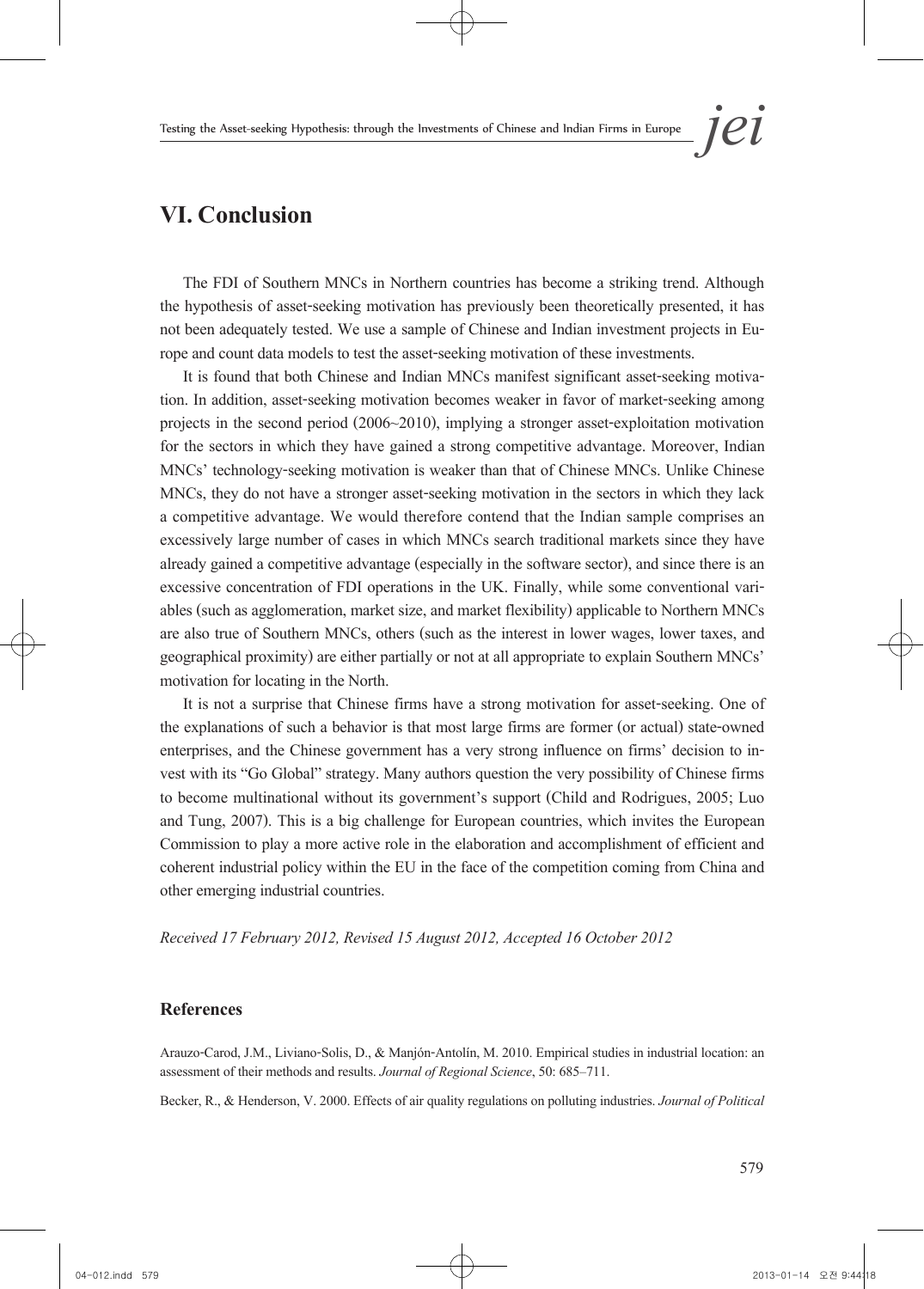## VI. Conclusion

The FDI of Southern MNCs in Northern countries has become a striking trend. Although the hypothesis of asset-seeking motivation has previously been theoretically presented, it has not been adequately tested. We use a sample of Chinese and Indian investment projects in Europe and count data models to test the asset-seeking motivation of these investments.

It is found that both Chinese and Indian MNCs manifest significant asset-seeking motivation. In addition, asset-seeking motivation becomes weaker in favor of market-seeking among projects in the second period (2006~2010), implying a stronger asset-exploitation motivation for the sectors in which they have gained a strong competitive advantage. Moreover, Indian MNCs' technology-seeking motivation is weaker than that of Chinese MNCs. Unlike Chinese MNCs, they do not have a stronger asset-seeking motivation in the sectors in which they lack a competitive advantage. We would therefore contend that the Indian sample comprises an excessively large number of cases in which MNCs search traditional markets since they have already gained a competitive advantage (especially in the software sector), and since there is an excessive concentration of FDI operations in the UK. Finally, while some conventional variables (such as agglomeration, market size, and market flexibility) applicable to Northern MNCs are also true of Southern MNCs, others (such as the interest in lower wages, lower taxes, and geographical proximity) are either partially or not at all appropriate to explain Southern MNCs' motivation for locating in the North.

It is not a surprise that Chinese firms have a strong motivation for asset-seeking. One of the explanations of such a behavior is that most large firms are former (or actual) state-owned enterprises, and the Chinese government has a very strong influence on firms' decision to invest with its "Go Global" strategy. Many authors question the very possibility of Chinese firms to become multinational without its government's support (Child and Rodrigues, 2005; Luo and Tung, 2007). This is a big challenge for European countries, which invites the European Commission to play a more active role in the elaboration and accomplishment of efficient and coherent industrial policy within the EU in the face of the competition coming from China and other emerging industrial countries.

*Received 17 February 2012, Revised 15 August 2012, Accepted 16 October 2012*

### References

Arauzo-Carod, J.M., Liviano-Solis, D., & Manjón-Antolín, M. 2010. Empirical studies in industrial location: an assessment of their methods and results. *Journal of Regional Science*, 50: 685–711.

Becker, R., & Henderson, V. 2000. Effects of air quality regulations on polluting industries. *Journal of Political*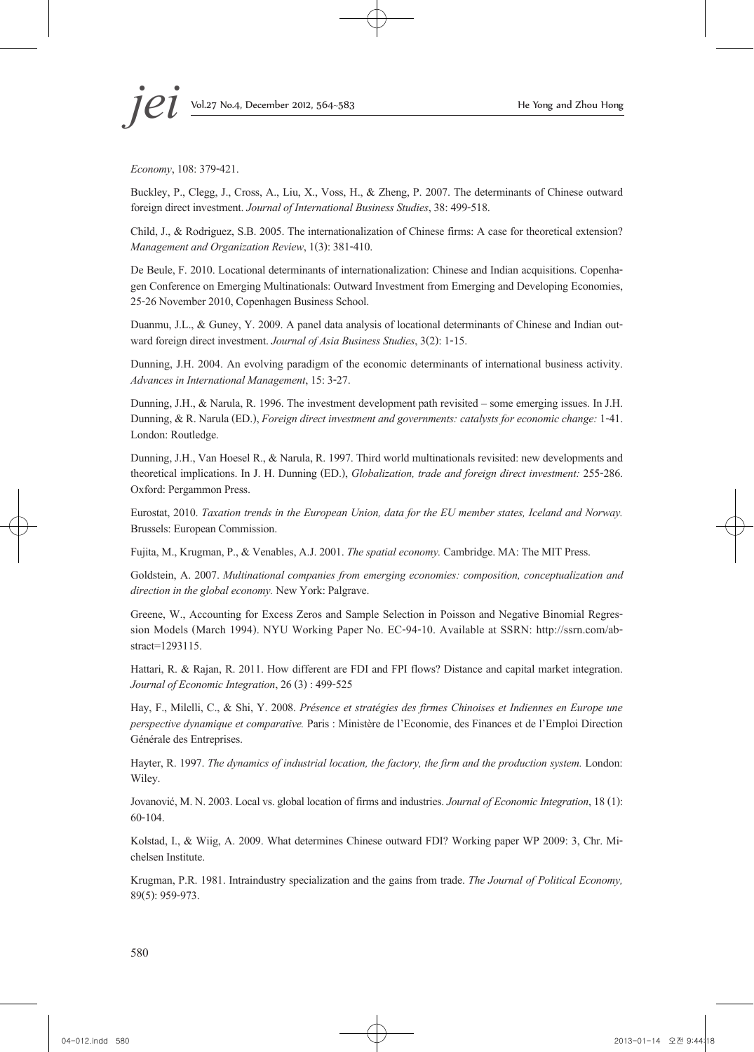*Economy*, 108: 379-421.

Buckley, P., Clegg, J., Cross, A., Liu, X., Voss, H., & Zheng, P. 2007. The determinants of Chinese outward foreign direct investment. *Journal of International Business Studies*, 38: 499-518.

Child, J., & Rodriguez, S.B. 2005. The internationalization of Chinese firms: A case for theoretical extension? *Management and Organization Review*, 1(3): 381-410.

De Beule, F. 2010. Locational determinants of internationalization: Chinese and Indian acquisitions. Copenhagen Conference on Emerging Multinationals: Outward Investment from Emerging and Developing Economies, 25-26 November 2010, Copenhagen Business School.

Duanmu, J.L., & Guney, Y. 2009. A panel data analysis of locational determinants of Chinese and Indian outward foreign direct investment. *Journal of Asia Business Studies*, 3(2): 1-15.

Dunning, J.H. 2004. An evolving paradigm of the economic determinants of international business activity. *Advances in International Management*, 15: 3-27.

Dunning, J.H., & Narula, R. 1996. The investment development path revisited – some emerging issues. In J.H. Dunning, & R. Narula (ED.), *Foreign direct investment and governments: catalysts for economic change:* 1-41. London: Routledge.

Dunning, J.H., Van Hoesel R., & Narula, R. 1997. Third world multinationals revisited: new developments and theoretical implications. In J. H. Dunning (ED.), *Globalization, trade and foreign direct investment:* 255-286. Oxford: Pergammon Press.

Eurostat, 2010. *Taxation trends in the European Union, data for the EU member states, Iceland and Norway.* Brussels: European Commission.

Fujita, M., Krugman, P., & Venables, A.J. 2001. *The spatial economy.* Cambridge. MA: The MIT Press.

Goldstein, A. 2007. *Multinational companies from emerging economies: composition, conceptualization and direction in the global economy.* New York: Palgrave.

Greene, W., Accounting for Excess Zeros and Sample Selection in Poisson and Negative Binomial Regression Models (March 1994). NYU Working Paper No. EC-94-10. Available at SSRN: http://ssrn.com/abstract=1293115.

Hattari, R. & Rajan, R. 2011. How different are FDI and FPI flows? Distance and capital market integration. *Journal of Economic Integration*, 26 (3) : 499-525

Hay, F., Milelli, C., & Shi, Y. 2008. *Présence et stratégies des firmes Chinoises et Indiennes en Europe une perspective dynamique et comparative.* Paris : Ministère de l'Economie, des Finances et de l'Emploi Direction Générale des Entreprises.

Hayter, R. 1997. *The dynamics of industrial location, the factory, the firm and the production system.* London: Wiley.

Jovanović, M. N. 2003. Local vs. global location of firms and industries. *Journal of Economic Integration*, 18 (1): 60-104.

Kolstad, I., & Wiig, A. 2009. What determines Chinese outward FDI? Working paper WP 2009: 3, Chr. Michelsen Institute.

Krugman, P.R. 1981. Intraindustry specialization and the gains from trade. *The Journal of Political Economy,* 89(5): 959-973.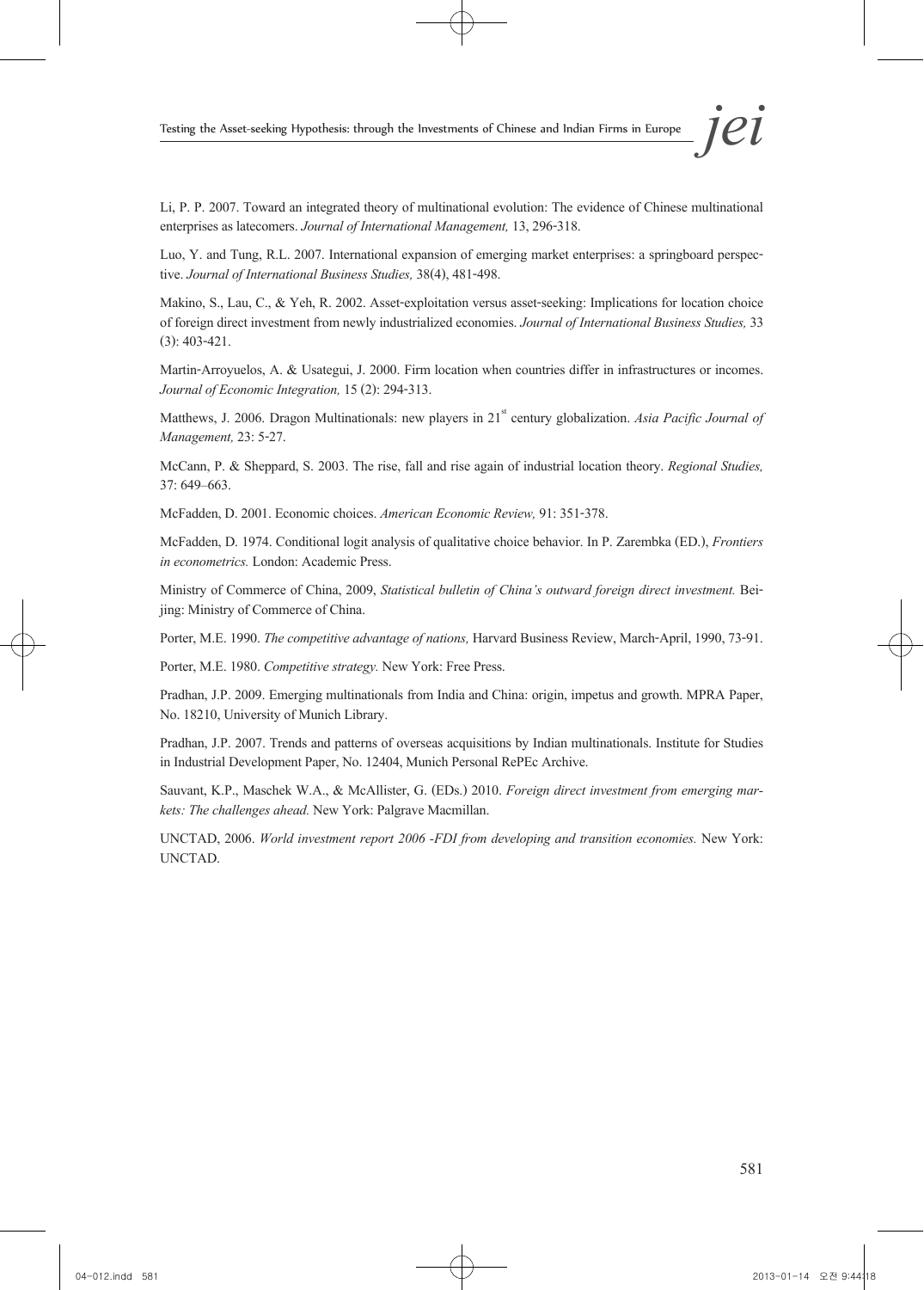Li, P. P. 2007. Toward an integrated theory of multinational evolution: The evidence of Chinese multinational enterprises as latecomers. *Journal of International Management,* 13, 296-318.

Luo, Y. and Tung, R.L. 2007. International expansion of emerging market enterprises: a springboard perspective. *Journal of International Business Studies,* 38(4), 481-498.

Makino, S., Lau, C., & Yeh, R. 2002. Asset-exploitation versus asset-seeking: Implications for location choice of foreign direct investment from newly industrialized economies. *Journal of International Business Studies,* 33 (3): 403-421.

Martin-Arroyuelos, A. & Usategui, J. 2000. Firm location when countries differ in infrastructures or incomes. *Journal of Economic Integration,* 15 (2): 294-313.

Matthews, J. 2006. Dragon Multinationals: new players in 21st century globalization. *Asia Pacific Journal of Management,* 23: 5-27.

McCann, P. & Sheppard, S. 2003. The rise, fall and rise again of industrial location theory. *Regional Studies,* 37: 649–663.

McFadden, D. 2001. Economic choices. *American Economic Review,* 91: 351-378.

McFadden, D. 1974. Conditional logit analysis of qualitative choice behavior. In P. Zarembka (ED.), *Frontiers in econometrics.* London: Academic Press.

Ministry of Commerce of China, 2009, *Statistical bulletin of China's outward foreign direct investment.* Beijing: Ministry of Commerce of China.

Porter, M.E. 1990. *The competitive advantage of nations,* Harvard Business Review, March-April, 1990, 73-91.

Porter, M.E. 1980. *Competitive strategy.* New York: Free Press.

Pradhan, J.P. 2009. Emerging multinationals from India and China: origin, impetus and growth. MPRA Paper, No. 18210, University of Munich Library.

Pradhan, J.P. 2007. Trends and patterns of overseas acquisitions by Indian multinationals. Institute for Studies in Industrial Development Paper, No. 12404, Munich Personal RePEc Archive.

Sauvant, K.P., Maschek W.A., & McAllister, G. (EDs.) 2010. *Foreign direct investment from emerging markets: The challenges ahead.* New York: Palgrave Macmillan.

UNCTAD, 2006. *World investment report 2006 -FDI from developing and transition economies.* New York: UNCTAD.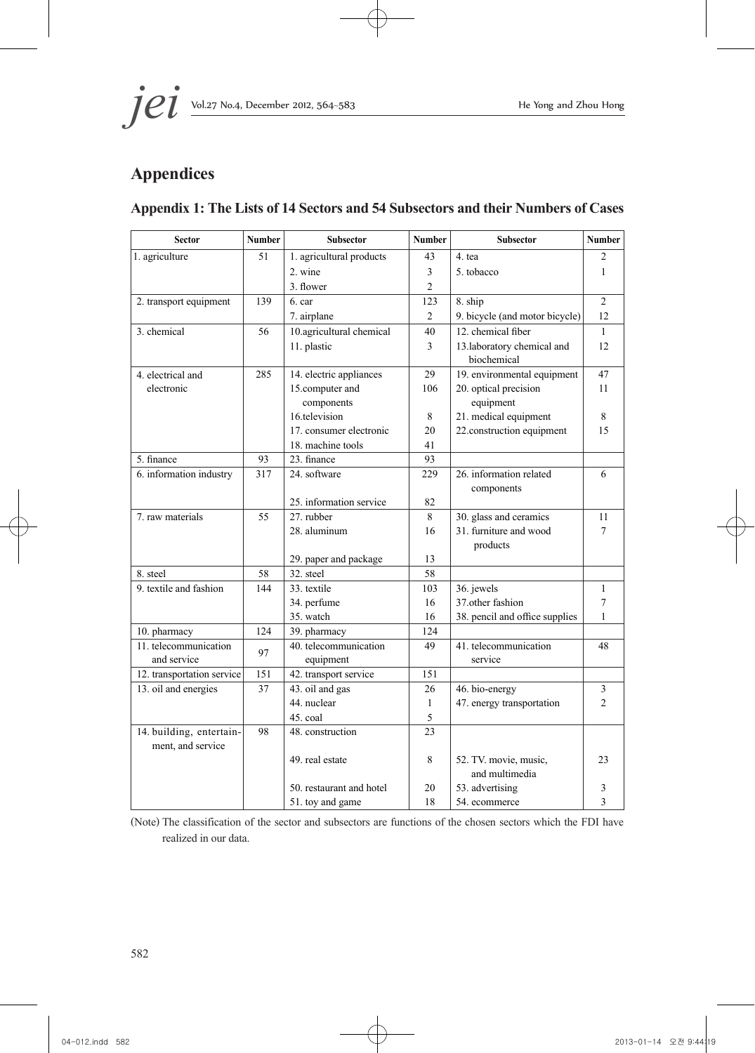## Appendices

### Appendix 1: The Lists of 14 Sectors and 54 Subsectors and their Numbers of Cases

| Sector | Number | Subsector | Number | Subsector | Number |
|---|---|---|---|---|---|
| 1. agriculture | 51 | 1. agricultural products | 43 | 4. tea | 2 |
| | | 2. wine | 3 | 5. tobacco | 1 |
| | | 3. flower | 2 | | |
| 2. transport equipment | 139 | 6. car | 123 | 8. ship | 2 |
| | | 7. airplane | 2 | 9. bicycle (and motor bicycle) | 12 |
| 3. chemical | 56 | 10.agricultural chemical | 40 | 12. chemical fiber | 1 |
| | | 11. plastic | 3 | 13.laboratory chemical and biochemical | 12 |
| 4. electrical and electronic | 285 | 14. electric appliances | 29 | 19. environmental equipment | 47 |
| | | 15.computer and components | 106 | 20. optical precision equipment | 11 |
| | | 16.television | 8 | 21. medical equipment | 8 |
| | | 17. consumer electronic | 20 | 22.construction equipment | 15 |
| | | 18. machine tools | 41 | | |
| 5. finance | 93 | 23. finance | 93 | | |
| 6. information industry | 317 | 24. software | 229 | 26. information related components | 6 |
| | | 25. information service | 82 | | |
| 7. raw materials | 55 | 27. rubber | 8 | 30. glass and ceramics | 11 |
| | | 28. aluminum | 16 | 31. furniture and wood products | 7 |
| | | 29. paper and package | 13 | | |
| 8. steel | 58 | 32. steel | 58 | | |
| 9. textile and fashion | 144 | 33. textile | 103 | 36. jewels | 1 |
| | | 34. perfume | 16 | 37.other fashion | 7 |
| | | 35. watch | 16 | 38. pencil and office supplies | 1 |
| 10. pharmacy | 124 | 39. pharmacy | 124 | | |
| 11. telecommunication and service | 97 | 40. telecommunication equipment | 49 | 41. telecommunication service | 48 |
| 12. transportation service | 151 | 42. transport service | 151 | | |
| 13. oil and energies | 37 | 43. oil and gas | 26 | 46. bio-energy | 3 |
| | | 44. nuclear | 1 | 47. energy transportation | 2 |
| | | 45. coal | 5 | | |
| 14. building, entertainment, and service | 98 | 48. construction | 23 | | |
| | | 49. real estate | 8 | 52. TV. movie, music, and multimedia | 23 |
| | | 50. restaurant and hotel | 20 | 53. advertising | 3 |
| | | 51. toy and game | 18 | 54. ecommerce | 3 |

(Note) The classification of the sector and subsectors are functions of the chosen sectors which the FDI have realized in our data.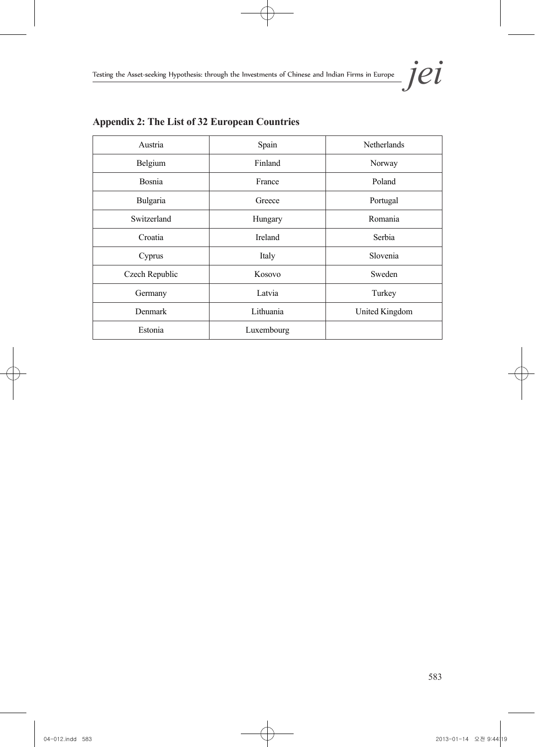## Appendix 2: The List of 32 European Countries

| | | |
|---|---|---|
| Austria | Spain | Netherlands |
| Belgium | Finland | Norway |
| Bosnia | France | Poland |
| Bulgaria | Greece | Portugal |
| Switzerland | Hungary | Romania |
| Croatia | Ireland | Serbia |
| Cyprus | Italy | Slovenia |
| Czech Republic | Kosovo | Sweden |
| Germany | Latvia | Turkey |
| Denmark | Lithuania | United Kingdom |
| Estonia | Luxembourg | |